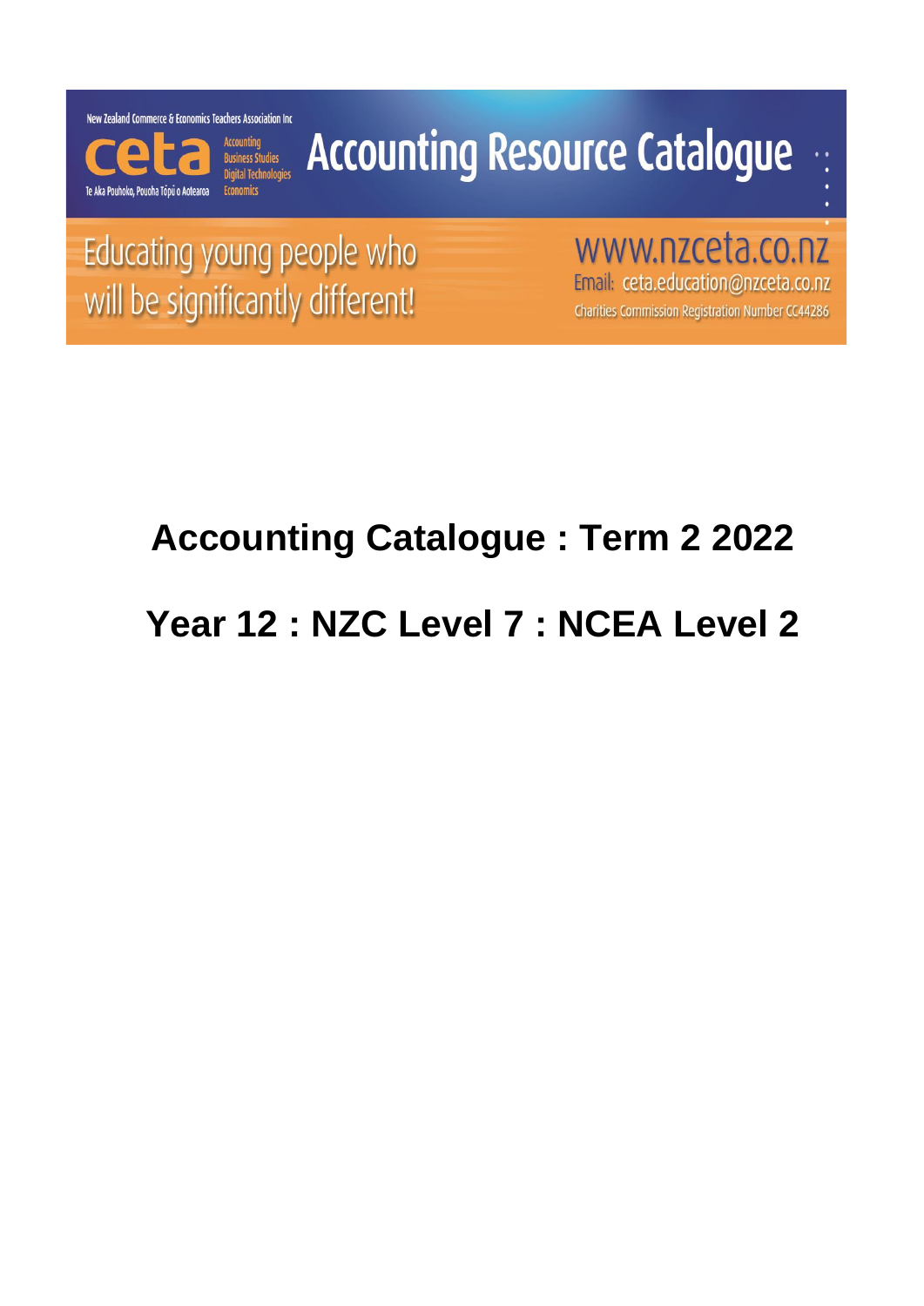New Zealand Commerce & Economics Teachers Association Inc

ceta

Accounting
Business Studies
Digital Technologies
Economics

Te Aka Pouhoko, Pouoha Tōpū o Aotearoa

# Accounting Resource Catalogue

Educating young people who will be significantly different!

www.nzceta.co.nz

Email: ceta.education@nzceta.co.nz

Charities Commission Registration Number CC44286

# Accounting Catalogue : Term 2 2022

# Year 12 : NZC Level 7 : NCEA Level 2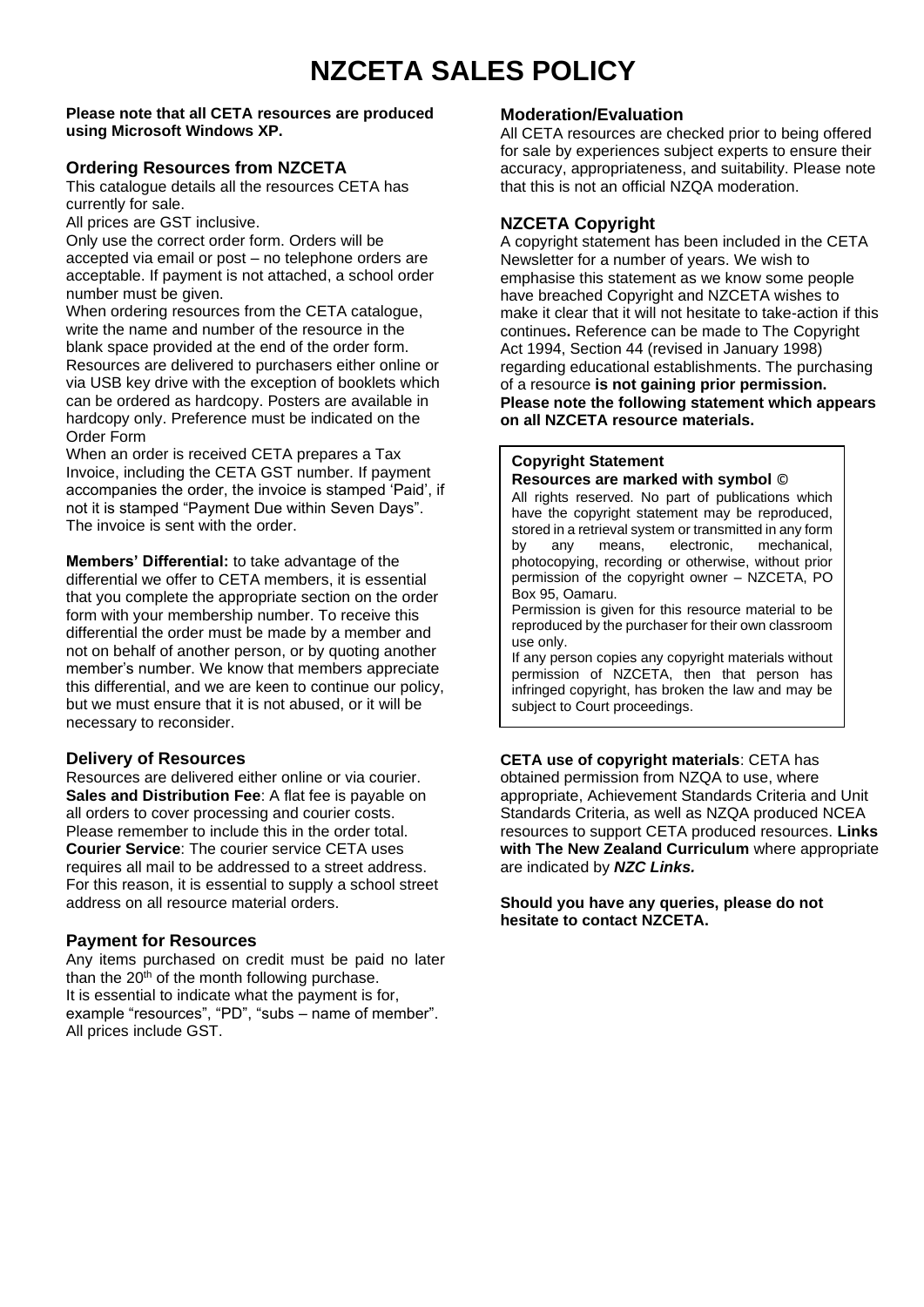# NZCETA SALES POLICY

**Please note that all CETA resources are produced using Microsoft Windows XP.**

## Ordering Resources from NZCETA

This catalogue details all the resources CETA has currently for sale.

All prices are GST inclusive.

Only use the correct order form. Orders will be accepted via email or post – no telephone orders are acceptable. If payment is not attached, a school order number must be given.

When ordering resources from the CETA catalogue, write the name and number of the resource in the blank space provided at the end of the order form.

Resources are delivered to purchasers either online or via USB key drive with the exception of booklets which can be ordered as hardcopy. Posters are available in hardcopy only. Preference must be indicated on the Order Form

When an order is received CETA prepares a Tax Invoice, including the CETA GST number. If payment accompanies the order, the invoice is stamped 'Paid', if not it is stamped "Payment Due within Seven Days". The invoice is sent with the order.

**Members' Differential:** to take advantage of the differential we offer to CETA members, it is essential that you complete the appropriate section on the order form with your membership number. To receive this differential the order must be made by a member and not on behalf of another person, or by quoting another member's number. We know that members appreciate this differential, and we are keen to continue our policy, but we must ensure that it is not abused, or it will be necessary to reconsider.

## Delivery of Resources

Resources are delivered either online or via courier.

**Sales and Distribution Fee**: A flat fee is payable on all orders to cover processing and courier costs. Please remember to include this in the order total.

**Courier Service**: The courier service CETA uses requires all mail to be addressed to a street address. For this reason, it is essential to supply a school street address on all resource material orders.

## Payment for Resources

Any items purchased on credit must be paid no later than the 20th of the month following purchase.

It is essential to indicate what the payment is for, example "resources", "PD", "subs – name of member".

All prices include GST.

## Moderation/Evaluation

All CETA resources are checked prior to being offered for sale by experiences subject experts to ensure their accuracy, appropriateness, and suitability. Please note that this is not an official NZQA moderation.

## NZCETA Copyright

A copyright statement has been included in the CETA Newsletter for a number of years. We wish to emphasise this statement as we know some people have breached Copyright and NZCETA wishes to make it clear that it will not hesitate to take-action if this continues**.** Reference can be made to The Copyright Act 1994, Section 44 (revised in January 1998) regarding educational establishments. The purchasing of a resource **is not gaining prior permission. Please note the following statement which appears on all NZCETA resource materials.**

> **Copyright Statement**
> **Resources are marked with symbol ©**
>
> All rights reserved. No part of publications which have the copyright statement may be reproduced, stored in a retrieval system or transmitted in any form by any means, electronic, mechanical, photocopying, recording or otherwise, without prior permission of the copyright owner – NZCETA, PO Box 95, Oamaru.
>
> Permission is given for this resource material to be reproduced by the purchaser for their own classroom use only.
>
> If any person copies any copyright materials without permission of NZCETA, then that person has infringed copyright, has broken the law and may be subject to Court proceedings.

**CETA use of copyright materials**: CETA has obtained permission from NZQA to use, where appropriate, Achievement Standards Criteria and Unit Standards Criteria, as well as NZQA produced NCEA resources to support CETA produced resources. **Links with The New Zealand Curriculum** where appropriate are indicated by ***NZC Links.***

**Should you have any queries, please do not hesitate to contact NZCETA.**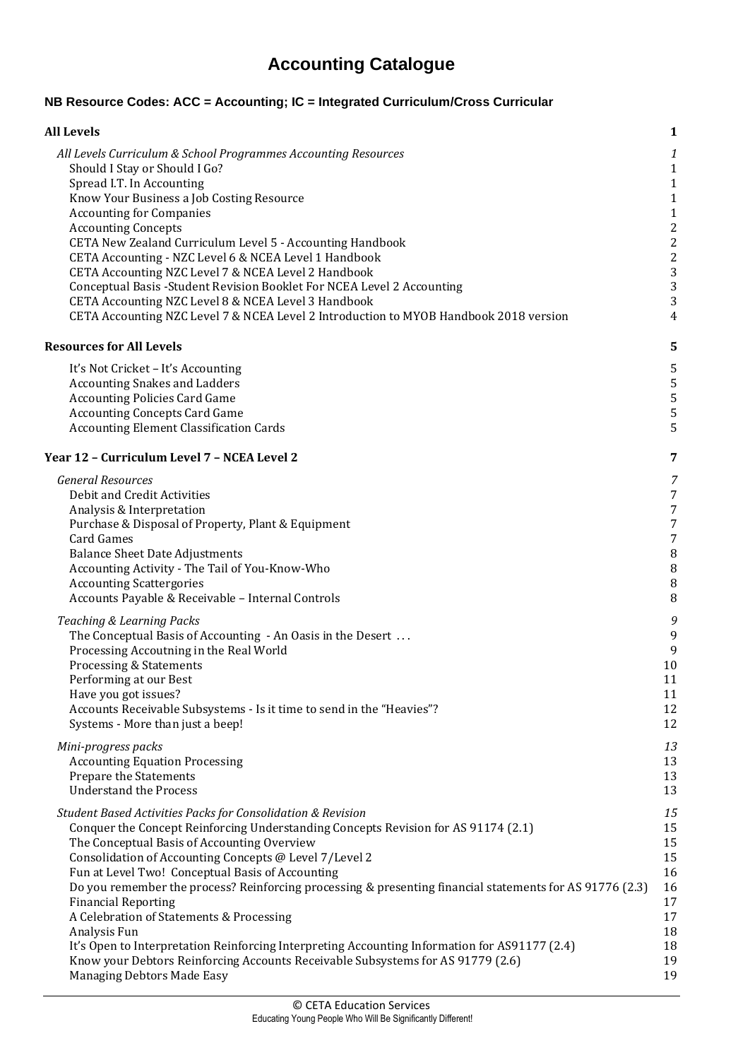# Accounting Catalogue

**NB Resource Codes: ACC = Accounting; IC = Integrated Curriculum/Cross Curricular**

| | |
|---|---|
| **All Levels** | **1** |
| *All Levels Curriculum & School Programmes Accounting Resources* | *1* |
| Should I Stay or Should I Go? | 1 |
| Spread I.T. In Accounting | 1 |
| Know Your Business a Job Costing Resource | 1 |
| Accounting for Companies | 1 |
| Accounting Concepts | 2 |
| CETA New Zealand Curriculum Level 5 - Accounting Handbook | 2 |
| CETA Accounting - NZC Level 6 & NCEA Level 1 Handbook | 2 |
| CETA Accounting NZC Level 7 & NCEA Level 2 Handbook | 3 |
| Conceptual Basis -Student Revision Booklet For NCEA Level 2 Accounting | 3 |
| CETA Accounting NZC Level 8 & NCEA Level 3 Handbook | 3 |
| CETA Accounting NZC Level 7 & NCEA Level 2 Introduction to MYOB Handbook 2018 version | 4 |
| **Resources for All Levels** | **5** |
| It's Not Cricket – It's Accounting | 5 |
| Accounting Snakes and Ladders | 5 |
| Accounting Policies Card Game | 5 |
| Accounting Concepts Card Game | 5 |
| Accounting Element Classification Cards | 5 |
| **Year 12 – Curriculum Level 7 – NCEA Level 2** | **7** |
| *General Resources* | *7* |
| Debit and Credit Activities | 7 |
| Analysis & Interpretation | 7 |
| Purchase & Disposal of Property, Plant & Equipment | 7 |
| Card Games | 7 |
| Balance Sheet Date Adjustments | 8 |
| Accounting Activity - The Tail of You-Know-Who | 8 |
| Accounting Scattergories | 8 |
| Accounts Payable & Receivable – Internal Controls | 8 |
| *Teaching & Learning Packs* | *9* |
| The Conceptual Basis of Accounting - An Oasis in the Desert ... | 9 |
| Processing Accoutning in the Real World | 9 |
| Processing & Statements | 10 |
| Performing at our Best | 11 |
| Have you got issues? | 11 |
| Accounts Receivable Subsystems - Is it time to send in the "Heavies"? | 12 |
| Systems - More than just a beep! | 12 |
| *Mini-progress packs* | *13* |
| Accounting Equation Processing | 13 |
| Prepare the Statements | 13 |
| Understand the Process | 13 |
| *Student Based Activities Packs for Consolidation & Revision* | *15* |
| Conquer the Concept Reinforcing Understanding Concepts Revision for AS 91174 (2.1) | 15 |
| The Conceptual Basis of Accounting Overview | 15 |
| Consolidation of Accounting Concepts @ Level 7/Level 2 | 15 |
| Fun at Level Two! Conceptual Basis of Accounting | 16 |
| Do you remember the process? Reinforcing processing & presenting financial statements for AS 91776 (2.3) | 16 |
| Financial Reporting | 17 |
| A Celebration of Statements & Processing | 17 |
| Analysis Fun | 18 |
| It's Open to Interpretation Reinforcing Interpreting Accounting Information for AS91177 (2.4) | 18 |
| Know your Debtors Reinforcing Accounts Receivable Subsystems for AS 91779 (2.6) | 19 |
| Managing Debtors Made Easy | 19 |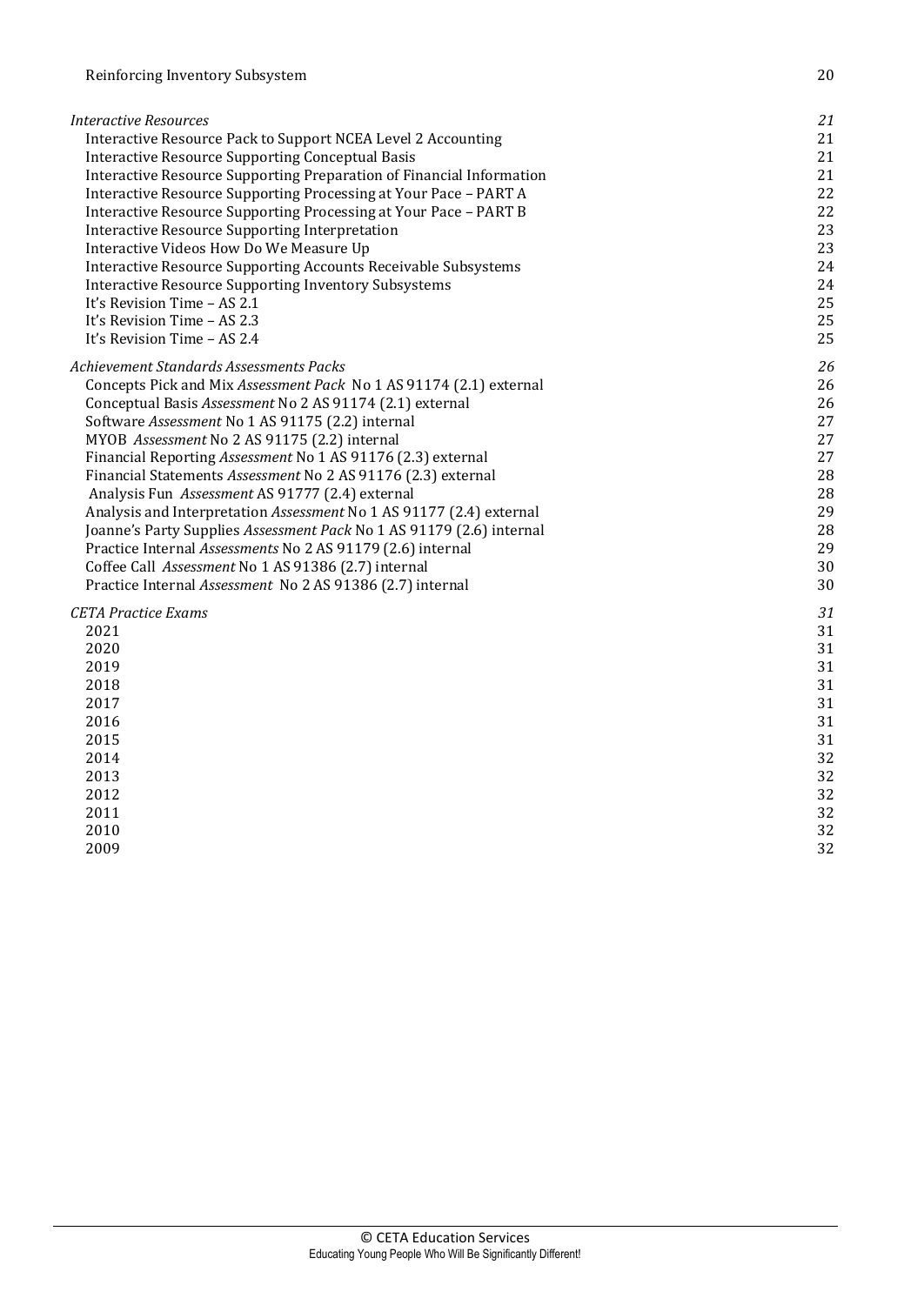Reinforcing Inventory Subsystem 20

*Interactive Resources* *21*

Interactive Resource Pack to Support NCEA Level 2 Accounting 21
Interactive Resource Supporting Conceptual Basis 21
Interactive Resource Supporting Preparation of Financial Information 21
Interactive Resource Supporting Processing at Your Pace – PART A 22
Interactive Resource Supporting Processing at Your Pace – PART B 22
Interactive Resource Supporting Interpretation 23
Interactive Videos How Do We Measure Up 23
Interactive Resource Supporting Accounts Receivable Subsystems 24
Interactive Resource Supporting Inventory Subsystems 24
It's Revision Time – AS 2.1 25
It's Revision Time – AS 2.3 25
It's Revision Time – AS 2.4 25

*Achievement Standards Assessments Packs* *26*

Concepts Pick and Mix *Assessment Pack* No 1 AS 91174 (2.1) external 26
Conceptual Basis *Assessment* No 2 AS 91174 (2.1) external 26
Software *Assessment* No 1 AS 91175 (2.2) internal 27
MYOB *Assessment* No 2 AS 91175 (2.2) internal 27
Financial Reporting *Assessment* No 1 AS 91176 (2.3) external 27
Financial Statements *Assessment* No 2 AS 91176 (2.3) external 28
Analysis Fun *Assessment* AS 91777 (2.4) external 28
Analysis and Interpretation *Assessment* No 1 AS 91177 (2.4) external 29
Joanne's Party Supplies *Assessment Pack* No 1 AS 91179 (2.6) internal 28
Practice Internal *Assessments* No 2 AS 91179 (2.6) internal 29
Coffee Call *Assessment* No 1 AS 91386 (2.7) internal 30
Practice Internal *Assessment* No 2 AS 91386 (2.7) internal 30

*CETA Practice Exams* *31*

2021 31
2020 31
2019 31
2018 31
2017 31
2016 31
2015 31
2014 32
2013 32
2012 32
2011 32
2010 32
2009 32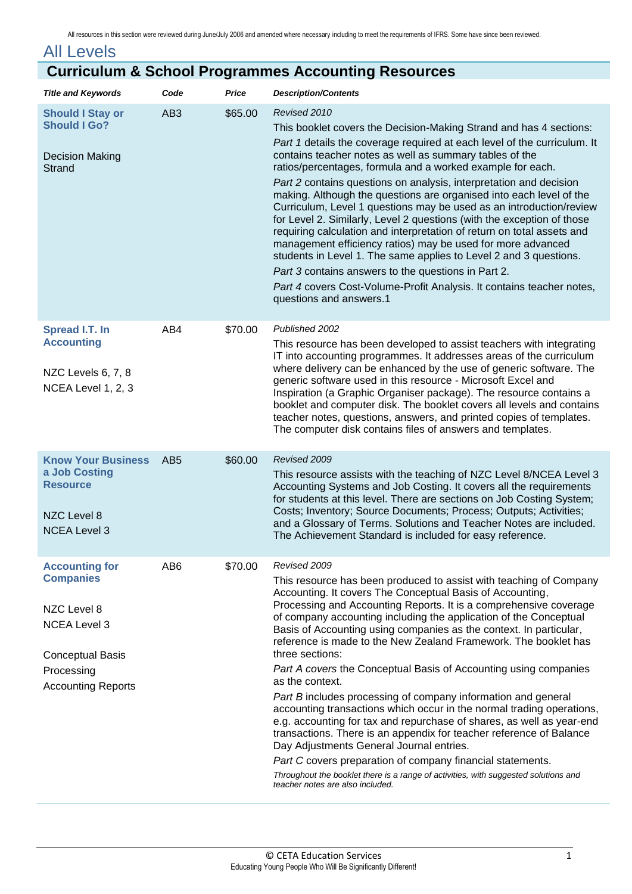All resources in this section were reviewed during June/July 2006 and amended where necessary including to meet the requirements of IFRS. Some have since been reviewed.

# All Levels

## Curriculum & School Programmes Accounting Resources

| *Title and Keywords* | *Code* | *Price* | *Description/Contents* |
|---|---|---|---|
| **Should I Stay or Should I Go?**<br><br>Decision Making Strand | AB3 | $65.00 | *Revised 2010*<br><br>This booklet covers the Decision-Making Strand and has 4 sections:<br><br>*Part 1* details the coverage required at each level of the curriculum. It contains teacher notes as well as summary tables of the ratios/percentages, formula and a worked example for each.<br><br>*Part 2* contains questions on analysis, interpretation and decision making. Although the questions are organised into each level of the Curriculum, Level 1 questions may be used as an introduction/review for Level 2. Similarly, Level 2 questions (with the exception of those requiring calculation and interpretation of return on total assets and management efficiency ratios) may be used for more advanced students in Level 1. The same applies to Level 2 and 3 questions.<br><br>*Part 3* contains answers to the questions in Part 2.<br><br>*Part 4* covers Cost-Volume-Profit Analysis. It contains teacher notes, questions and answers.1 |
| **Spread I.T. In Accounting**<br><br>NZC Levels 6, 7, 8<br><br>NCEA Level 1, 2, 3 | AB4 | $70.00 | *Published 2002*<br><br>This resource has been developed to assist teachers with integrating IT into accounting programmes. It addresses areas of the curriculum where delivery can be enhanced by the use of generic software. The generic software used in this resource - Microsoft Excel and Inspiration (a Graphic Organiser package). The resource contains a booklet and computer disk. The booklet covers all levels and contains teacher notes, questions, answers, and printed copies of templates. The computer disk contains files of answers and templates. |
| **Know Your Business a Job Costing Resource**<br><br>NZC Level 8<br><br>NCEA Level 3 | AB5 | $60.00 | *Revised 2009*<br><br>This resource assists with the teaching of NZC Level 8/NCEA Level 3 Accounting Systems and Job Costing. It covers all the requirements for students at this level. There are sections on Job Costing System; Costs; Inventory; Source Documents; Process; Outputs; Activities; and a Glossary of Terms. Solutions and Teacher Notes are included. The Achievement Standard is included for easy reference. |
| **Accounting for Companies**<br><br>NZC Level 8<br><br>NCEA Level 3<br><br>Conceptual Basis<br><br>Processing<br><br>Accounting Reports | AB6 | $70.00 | *Revised 2009*<br><br>This resource has been produced to assist with teaching of Company Accounting. It covers The Conceptual Basis of Accounting, Processing and Accounting Reports. It is a comprehensive coverage of company accounting including the application of the Conceptual Basis of Accounting using companies as the context. In particular, reference is made to the New Zealand Framework. The booklet has three sections:<br><br>*Part A covers* the Conceptual Basis of Accounting using companies as the context.<br><br>*Part B* includes processing of company information and general accounting transactions which occur in the normal trading operations, e.g. accounting for tax and repurchase of shares, as well as year-end transactions. There is an appendix for teacher reference of Balance Day Adjustments General Journal entries.<br><br>*Part C* covers preparation of company financial statements.<br><br>*Throughout the booklet there is a range of activities, with suggested solutions and teacher notes are also included.* |

© CETA Education Services
Educating Young People Who Will Be Significantly Different!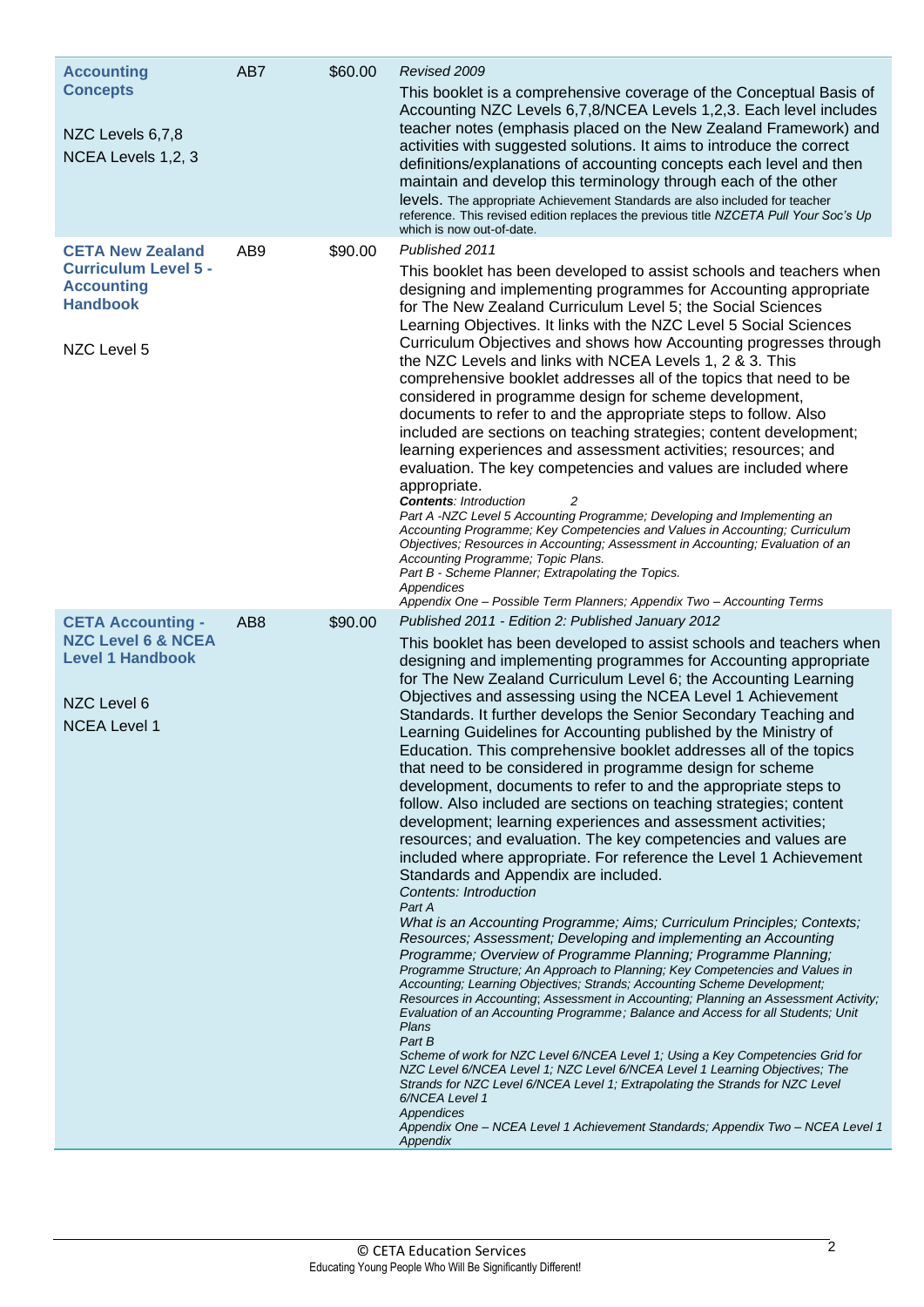| | | | |
|---|---|---|---|
| **Accounting Concepts**<br><br>NZC Levels 6,7,8<br>NCEA Levels 1,2, 3 | AB7 | $60.00 | *Revised 2009*<br>This booklet is a comprehensive coverage of the Conceptual Basis of Accounting NZC Levels 6,7,8/NCEA Levels 1,2,3. Each level includes teacher notes (emphasis placed on the New Zealand Framework) and activities with suggested solutions. It aims to introduce the correct definitions/explanations of accounting concepts each level and then maintain and develop this terminology through each of the other levels. The appropriate Achievement Standards are also included for teacher reference. This revised edition replaces the previous title *NZCETA Pull Your Soc's Up* which is now out-of-date. |
| **CETA New Zealand Curriculum Level 5 - Accounting Handbook**<br><br>NZC Level 5 | AB9 | $90.00 | *Published 2011*<br>This booklet has been developed to assist schools and teachers when designing and implementing programmes for Accounting appropriate for The New Zealand Curriculum Level 5; the Social Sciences Learning Objectives. It links with the NZC Level 5 Social Sciences Curriculum Objectives and shows how Accounting progresses through the NZC Levels and links with NCEA Levels 1, 2 & 3. This comprehensive booklet addresses all of the topics that need to be considered in programme design for scheme development, documents to refer to and the appropriate steps to follow. Also included are sections on teaching strategies; content development; learning experiences and assessment activities; resources; and evaluation. The key competencies and values are included where appropriate.<br>***Contents**: Introduction 2*<br>*Part A -NZC Level 5 Accounting Programme; Developing and Implementing an Accounting Programme; Key Competencies and Values in Accounting; Curriculum Objectives; Resources in Accounting; Assessment in Accounting; Evaluation of an Accounting Programme; Topic Plans.*<br>*Part B - Scheme Planner; Extrapolating the Topics.*<br>*Appendices*<br>*Appendix One – Possible Term Planners; Appendix Two – Accounting Terms* |
| **CETA Accounting - NZC Level 6 & NCEA Level 1 Handbook**<br><br>NZC Level 6<br>NCEA Level 1 | AB8 | $90.00 | *Published 2011 - Edition 2: Published January 2012*<br>This booklet has been developed to assist schools and teachers when designing and implementing programmes for Accounting appropriate for The New Zealand Curriculum Level 6; the Accounting Learning Objectives and assessing using the NCEA Level 1 Achievement Standards. It further develops the Senior Secondary Teaching and Learning Guidelines for Accounting published by the Ministry of Education. This comprehensive booklet addresses all of the topics that need to be considered in programme design for scheme development, documents to refer to and the appropriate steps to follow. Also included are sections on teaching strategies; content development; learning experiences and assessment activities; resources; and evaluation. The key competencies and values are included where appropriate. For reference the Level 1 Achievement Standards and Appendix are included.<br>*Contents: Introduction*<br>*Part A*<br>*What is an Accounting Programme; Aims; Curriculum Principles; Contexts; Resources; Assessment; Developing and implementing an Accounting Programme; Overview of Programme Planning; Programme Planning; Programme Structure; An Approach to Planning; Key Competencies and Values in Accounting; Learning Objectives; Strands; Accounting Scheme Development; Resources in Accounting; Assessment in Accounting; Planning an Assessment Activity; Evaluation of an Accounting Programme; Balance and Access for all Students; Unit Plans*<br>*Part B*<br>*Scheme of work for NZC Level 6/NCEA Level 1; Using a Key Competencies Grid for NZC Level 6/NCEA Level 1; NZC Level 6/NCEA Level 1 Learning Objectives; The Strands for NZC Level 6/NCEA Level 1; Extrapolating the Strands for NZC Level 6/NCEA Level 1*<br>*Appendices*<br>*Appendix One – NCEA Level 1 Achievement Standards; Appendix Two – NCEA Level 1 Appendix* |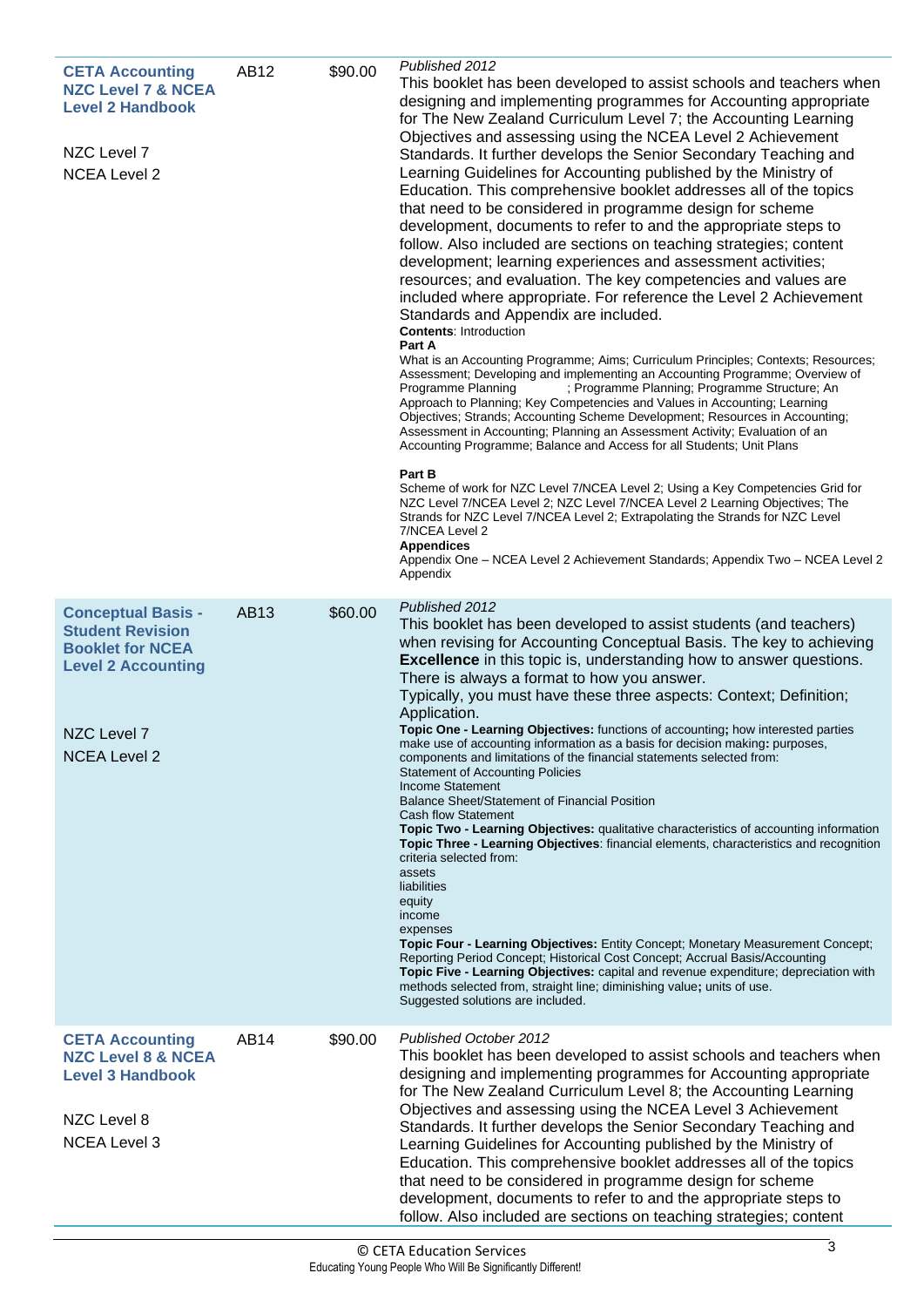| | | | |
|---|---|---|---|
| **CETA Accounting NZC Level 7 & NCEA Level 2 Handbook**<br><br>NZC Level 7<br>NCEA Level 2 | AB12 | $90.00 | *Published 2012*<br>This booklet has been developed to assist schools and teachers when designing and implementing programmes for Accounting appropriate for The New Zealand Curriculum Level 7; the Accounting Learning Objectives and assessing using the NCEA Level 2 Achievement Standards. It further develops the Senior Secondary Teaching and Learning Guidelines for Accounting published by the Ministry of Education. This comprehensive booklet addresses all of the topics that need to be considered in programme design for scheme development, documents to refer to and the appropriate steps to follow. Also included are sections on teaching strategies; content development; learning experiences and assessment activities; resources; and evaluation. The key competencies and values are included where appropriate. For reference the Level 2 Achievement Standards and Appendix are included.<br>**Contents**: Introduction<br>**Part A**<br>What is an Accounting Programme; Aims; Curriculum Principles; Contexts; Resources; Assessment; Developing and implementing an Accounting Programme; Overview of Programme Planning ; Programme Planning; Programme Structure; An Approach to Planning; Key Competencies and Values in Accounting; Learning Objectives; Strands; Accounting Scheme Development; Resources in Accounting; Assessment in Accounting; Planning an Assessment Activity; Evaluation of an Accounting Programme; Balance and Access for all Students; Unit Plans<br><br>**Part B**<br>Scheme of work for NZC Level 7/NCEA Level 2; Using a Key Competencies Grid for NZC Level 7/NCEA Level 2; NZC Level 7/NCEA Level 2 Learning Objectives; The Strands for NZC Level 7/NCEA Level 2; Extrapolating the Strands for NZC Level 7/NCEA Level 2<br>**Appendices**<br>Appendix One – NCEA Level 2 Achievement Standards; Appendix Two – NCEA Level 2 Appendix |
| **Conceptual Basis - Student Revision Booklet for NCEA Level 2 Accounting**<br><br>NZC Level 7<br>NCEA Level 2 | AB13 | $60.00 | *Published 2012*<br>This booklet has been developed to assist students (and teachers) when revising for Accounting Conceptual Basis. The key to achieving **Excellence** in this topic is, understanding how to answer questions. There is always a format to how you answer.<br>Typically, you must have these three aspects: Context; Definition; Application.<br>**Topic One - Learning Objectives:** functions of accounting**;** how interested parties make use of accounting information as a basis for decision making**:** purposes, components and limitations of the financial statements selected from:<br>Statement of Accounting Policies<br>Income Statement<br>Balance Sheet/Statement of Financial Position<br>Cash flow Statement<br>**Topic Two - Learning Objectives:** qualitative characteristics of accounting information<br>**Topic Three - Learning Objectives**: financial elements, characteristics and recognition criteria selected from:<br>assets<br>liabilities<br>equity<br>income<br>expenses<br>**Topic Four - Learning Objectives:** Entity Concept; Monetary Measurement Concept; Reporting Period Concept; Historical Cost Concept; Accrual Basis/Accounting<br>**Topic Five - Learning Objectives:** capital and revenue expenditure; depreciation with methods selected from, straight line; diminishing value**;** units of use.<br>Suggested solutions are included. |
| **CETA Accounting NZC Level 8 & NCEA Level 3 Handbook**<br><br>NZC Level 8<br>NCEA Level 3 | AB14 | $90.00 | *Published October 2012*<br>This booklet has been developed to assist schools and teachers when designing and implementing programmes for Accounting appropriate for The New Zealand Curriculum Level 8; the Accounting Learning Objectives and assessing using the NCEA Level 3 Achievement Standards. It further develops the Senior Secondary Teaching and Learning Guidelines for Accounting published by the Ministry of Education. This comprehensive booklet addresses all of the topics that need to be considered in programme design for scheme development, documents to refer to and the appropriate steps to follow. Also included are sections on teaching strategies; content |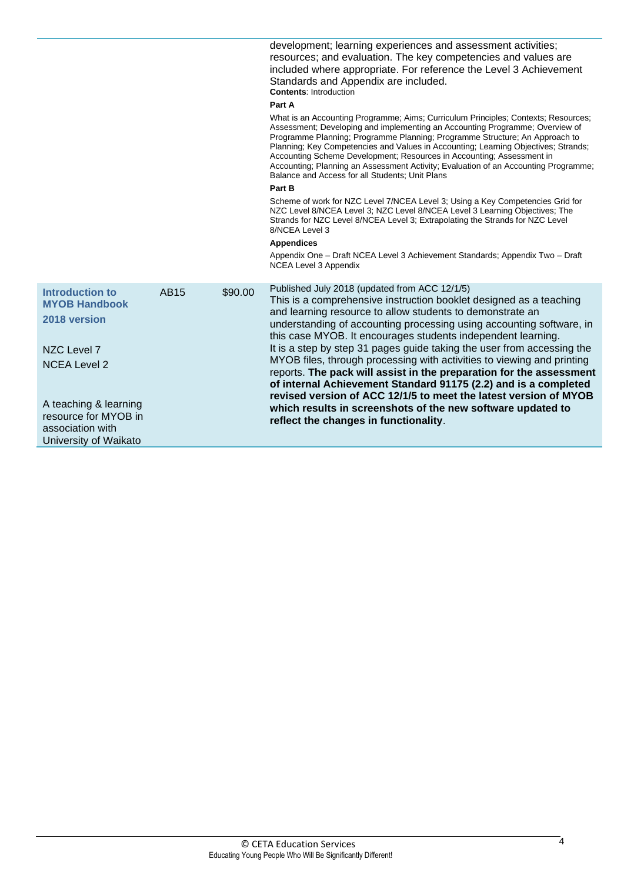| | | | |
|---|---|---|---|
| | | | development; learning experiences and assessment activities; resources; and evaluation. The key competencies and values are included where appropriate. For reference the Level 3 Achievement Standards and Appendix are included.<br>**Contents**: Introduction<br>**Part A**<br>What is an Accounting Programme; Aims; Curriculum Principles; Contexts; Resources; Assessment; Developing and implementing an Accounting Programme; Overview of Programme Planning; Programme Planning; Programme Structure; An Approach to Planning; Key Competencies and Values in Accounting; Learning Objectives; Strands; Accounting Scheme Development; Resources in Accounting; Assessment in Accounting; Planning an Assessment Activity; Evaluation of an Accounting Programme; Balance and Access for all Students; Unit Plans<br>**Part B**<br>Scheme of work for NZC Level 7/NCEA Level 3; Using a Key Competencies Grid for NZC Level 8/NCEA Level 3; NZC Level 8/NCEA Level 3 Learning Objectives; The Strands for NZC Level 8/NCEA Level 3; Extrapolating the Strands for NZC Level 8/NCEA Level 3<br>**Appendices**<br>Appendix One – Draft NCEA Level 3 Achievement Standards; Appendix Two – Draft NCEA Level 3 Appendix |
| **Introduction to MYOB Handbook**<br>**2018 version**<br><br>NZC Level 7<br>NCEA Level 2<br><br>A teaching & learning resource for MYOB in association with University of Waikato | AB15 | $90.00 | Published July 2018 (updated from ACC 12/1/5)<br>This is a comprehensive instruction booklet designed as a teaching and learning resource to allow students to demonstrate an understanding of accounting processing using accounting software, in this case MYOB. It encourages students independent learning.<br>It is a step by step 31 pages guide taking the user from accessing the MYOB files, through processing with activities to viewing and printing reports. **The pack will assist in the preparation for the assessment of internal Achievement Standard 91175 (2.2) and is a completed revised version of ACC 12/1/5 to meet the latest version of MYOB which results in screenshots of the new software updated to reflect the changes in functionality**. |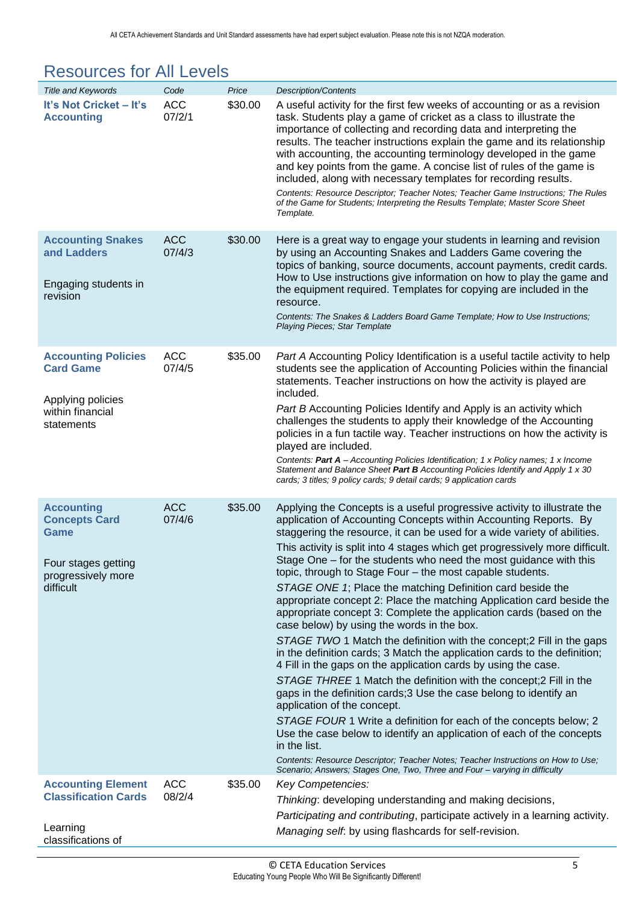All CETA Achievement Standards and Unit Standard assessments have had expert subject evaluation. Please note this is not NZQA moderation.

## Resources for All Levels

| *Title and Keywords* | *Code* | *Price* | *Description/Contents* |
|---|---|---|---|
| **It's Not Cricket – It's Accounting** | ACC 07/2/1 | $30.00 | A useful activity for the first few weeks of accounting or as a revision task. Students play a game of cricket as a class to illustrate the importance of collecting and recording data and interpreting the results. The teacher instructions explain the game and its relationship with accounting, the accounting terminology developed in the game and key points from the game. A concise list of rules of the game is included, along with necessary templates for recording results. *Contents: Resource Descriptor; Teacher Notes; Teacher Game Instructions; The Rules of the Game for Students; Interpreting the Results Template; Master Score Sheet Template.* |
| **Accounting Snakes and Ladders** Engaging students in revision | ACC 07/4/3 | $30.00 | Here is a great way to engage your students in learning and revision by using an Accounting Snakes and Ladders Game covering the topics of banking, source documents, account payments, credit cards. How to Use instructions give information on how to play the game and the equipment required. Templates for copying are included in the resource. *Contents: The Snakes & Ladders Board Game Template; How to Use Instructions; Playing Pieces; Star Template* |
| **Accounting Policies Card Game** Applying policies within financial statements | ACC 07/4/5 | $35.00 | *Part A* Accounting Policy Identification is a useful tactile activity to help students see the application of Accounting Policies within the financial statements. Teacher instructions on how the activity is played are included. *Part B* Accounting Policies Identify and Apply is an activity which challenges the students to apply their knowledge of the Accounting policies in a fun tactile way. Teacher instructions on how the activity is played are included. *Contents: **Part A** – Accounting Policies Identification; 1 x Policy names; 1 x Income Statement and Balance Sheet **Part B** Accounting Policies Identify and Apply 1 x 30 cards; 3 titles; 9 policy cards; 9 detail cards; 9 application cards* |
| **Accounting Concepts Card Game** Four stages getting progressively more difficult | ACC 07/4/6 | $35.00 | Applying the Concepts is a useful progressive activity to illustrate the application of Accounting Concepts within Accounting Reports. By staggering the resource, it can be used for a wide variety of abilities. This activity is split into 4 stages which get progressively more difficult. Stage One – for the students who need the most guidance with this topic, through to Stage Four – the most capable students. *STAGE ONE 1*; Place the matching Definition card beside the appropriate concept 2: Place the matching Application card beside the appropriate concept 3: Complete the application cards (based on the case below) by using the words in the box. *STAGE TWO* 1 Match the definition with the concept;2 Fill in the gaps in the definition cards; 3 Match the application cards to the definition; 4 Fill in the gaps on the application cards by using the case. *STAGE THREE* 1 Match the definition with the concept;2 Fill in the gaps in the definition cards;3 Use the case belong to identify an application of the concept. *STAGE FOUR* 1 Write a definition for each of the concepts below; 2 Use the case below to identify an application of each of the concepts in the list. *Contents: Resource Descriptor; Teacher Notes; Teacher Instructions on How to Use; Scenario; Answers; Stages One, Two, Three and Four – varying in difficulty* |
| **Accounting Element Classification Cards** Learning classifications of | ACC 08/2/4 | $35.00 | *Key Competencies:* *Thinking*: developing understanding and making decisions, *Participating and contributing*, participate actively in a learning activity. *Managing self*: by using flashcards for self-revision. |

© CETA Education Services
Educating Young People Who Will Be Significantly Different!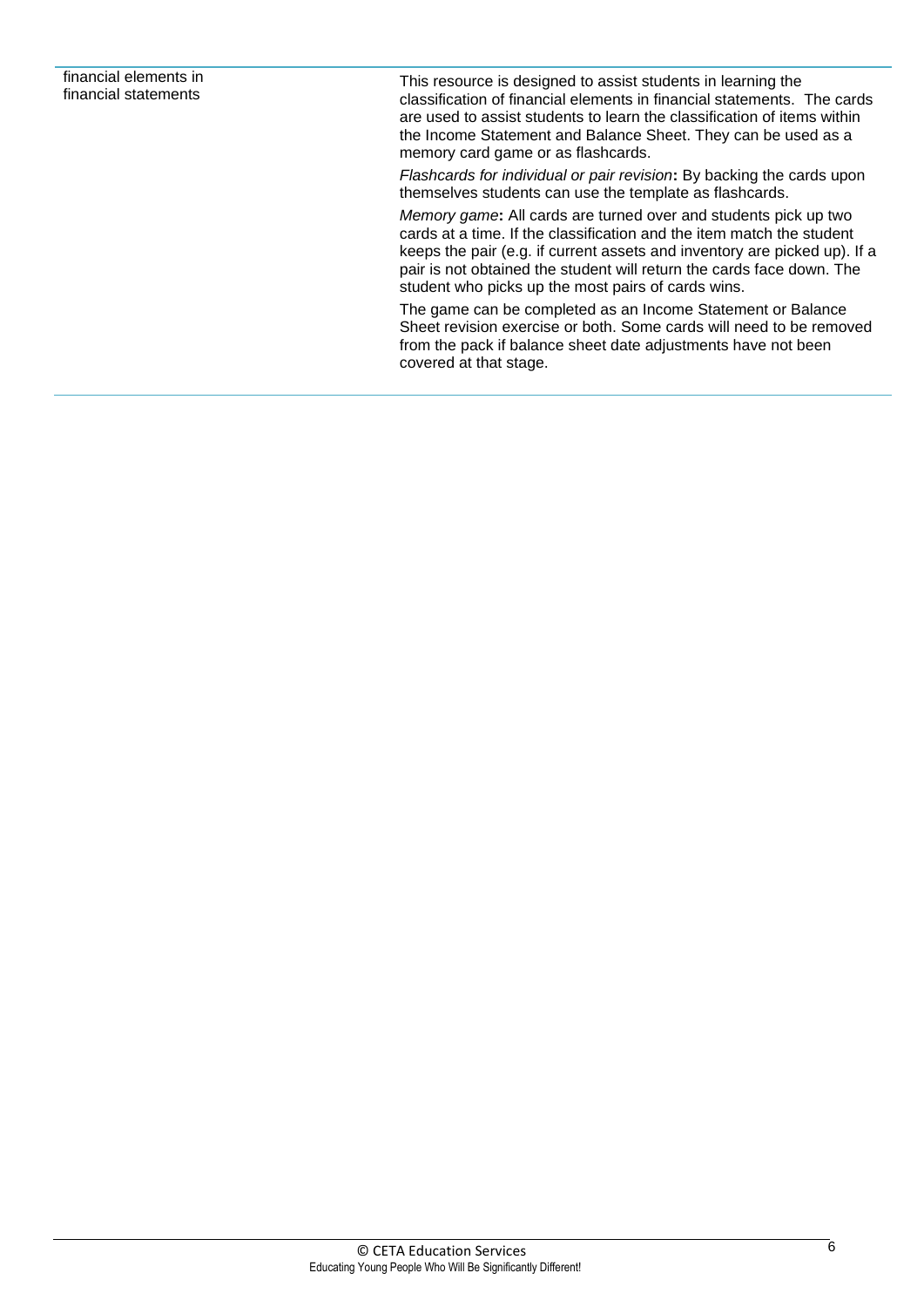| | |
|---|---|
| financial elements in financial statements | This resource is designed to assist students in learning the classification of financial elements in financial statements. The cards are used to assist students to learn the classification of items within the Income Statement and Balance Sheet. They can be used as a memory card game or as flashcards.<br><br>*Flashcards for individual or pair revision***:** By backing the cards upon themselves students can use the template as flashcards.<br><br>*Memory game***:** All cards are turned over and students pick up two cards at a time. If the classification and the item match the student keeps the pair (e.g. if current assets and inventory are picked up). If a pair is not obtained the student will return the cards face down. The student who picks up the most pairs of cards wins.<br><br>The game can be completed as an Income Statement or Balance Sheet revision exercise or both. Some cards will need to be removed from the pack if balance sheet date adjustments have not been covered at that stage. |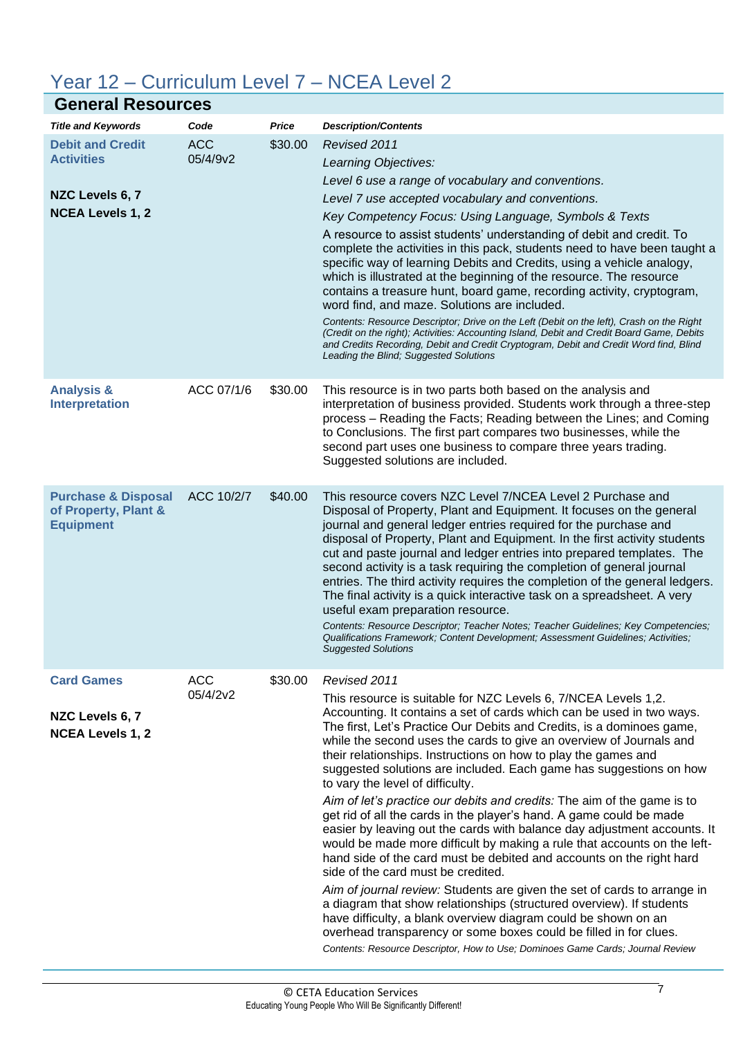# Year 12 – Curriculum Level 7 – NCEA Level 2

## General Resources

| *Title and Keywords* | *Code* | *Price* | *Description/Contents* |
|---|---|---|---|
| **Debit and Credit Activities**<br><br>**NZC Levels 6, 7**<br>**NCEA Levels 1, 2** | ACC 05/4/9v2 | \$30.00 | *Revised 2011*<br>*Learning Objectives:*<br>*Level 6 use a range of vocabulary and conventions.*<br>*Level 7 use accepted vocabulary and conventions.*<br>*Key Competency Focus: Using Language, Symbols & Texts*<br>A resource to assist students' understanding of debit and credit. To complete the activities in this pack, students need to have been taught a specific way of learning Debits and Credits, using a vehicle analogy, which is illustrated at the beginning of the resource. The resource contains a treasure hunt, board game, recording activity, cryptogram, word find, and maze. Solutions are included.<br>*Contents: Resource Descriptor; Drive on the Left (Debit on the left), Crash on the Right (Credit on the right); Activities: Accounting Island, Debit and Credit Board Game, Debits and Credits Recording, Debit and Credit Cryptogram, Debit and Credit Word find, Blind Leading the Blind; Suggested Solutions* |
| **Analysis & Interpretation** | ACC 07/1/6 | \$30.00 | This resource is in two parts both based on the analysis and interpretation of business provided. Students work through a three-step process – Reading the Facts; Reading between the Lines; and Coming to Conclusions. The first part compares two businesses, while the second part uses one business to compare three years trading. Suggested solutions are included. |
| **Purchase & Disposal of Property, Plant & Equipment** | ACC 10/2/7 | \$40.00 | This resource covers NZC Level 7/NCEA Level 2 Purchase and Disposal of Property, Plant and Equipment. It focuses on the general journal and general ledger entries required for the purchase and disposal of Property, Plant and Equipment. In the first activity students cut and paste journal and ledger entries into prepared templates. The second activity is a task requiring the completion of general journal entries. The third activity requires the completion of the general ledgers. The final activity is a quick interactive task on a spreadsheet. A very useful exam preparation resource.<br>*Contents: Resource Descriptor; Teacher Notes; Teacher Guidelines; Key Competencies; Qualifications Framework; Content Development; Assessment Guidelines; Activities; Suggested Solutions* |
| **Card Games**<br><br>**NZC Levels 6, 7**<br>**NCEA Levels 1, 2** | ACC 05/4/2v2 | \$30.00 | *Revised 2011*<br>This resource is suitable for NZC Levels 6, 7/NCEA Levels 1,2. Accounting. It contains a set of cards which can be used in two ways. The first, Let's Practice Our Debits and Credits, is a dominoes game, while the second uses the cards to give an overview of Journals and their relationships. Instructions on how to play the games and suggested solutions are included. Each game has suggestions on how to vary the level of difficulty.<br>*Aim of let's practice our debits and credits:* The aim of the game is to get rid of all the cards in the player's hand. A game could be made easier by leaving out the cards with balance day adjustment accounts. It would be made more difficult by making a rule that accounts on the left-hand side of the card must be debited and accounts on the right hard side of the card must be credited.<br>*Aim of journal review:* Students are given the set of cards to arrange in a diagram that show relationships (structured overview). If students have difficulty, a blank overview diagram could be shown on an overhead transparency or some boxes could be filled in for clues.<br>*Contents: Resource Descriptor, How to Use; Dominoes Game Cards; Journal Review* |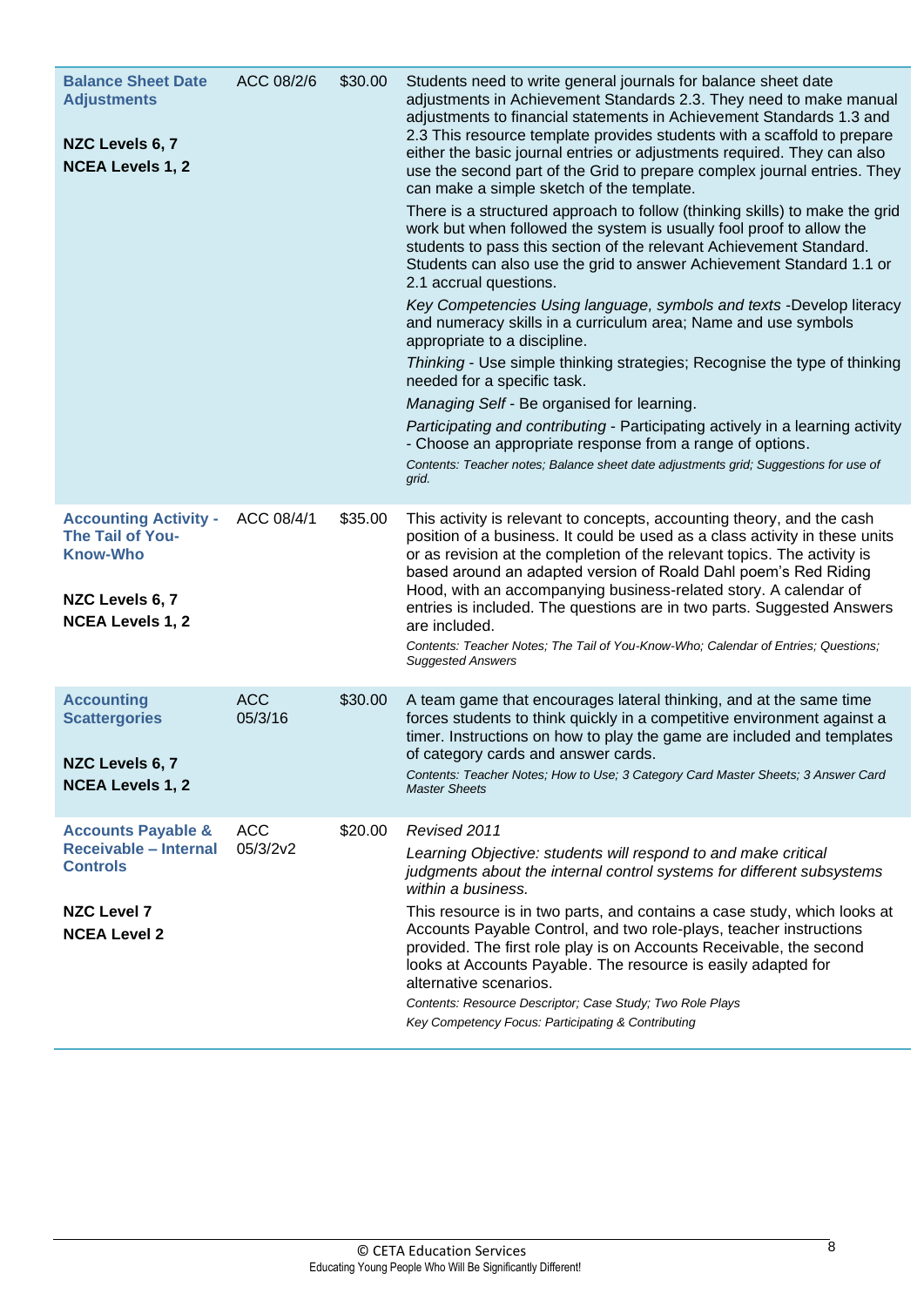| | | | |
|---|---|---|---|
| **Balance Sheet Date Adjustments**<br><br>**NZC Levels 6, 7**<br>**NCEA Levels 1, 2** | ACC 08/2/6 | $30.00 | Students need to write general journals for balance sheet date adjustments in Achievement Standards 2.3. They need to make manual adjustments to financial statements in Achievement Standards 1.3 and 2.3 This resource template provides students with a scaffold to prepare either the basic journal entries or adjustments required. They can also use the second part of the Grid to prepare complex journal entries. They can make a simple sketch of the template.<br><br>There is a structured approach to follow (thinking skills) to make the grid work but when followed the system is usually fool proof to allow the students to pass this section of the relevant Achievement Standard. Students can also use the grid to answer Achievement Standard 1.1 or 2.1 accrual questions.<br><br>*Key Competencies Using language, symbols and texts* -Develop literacy and numeracy skills in a curriculum area; Name and use symbols appropriate to a discipline.<br><br>*Thinking* - Use simple thinking strategies; Recognise the type of thinking needed for a specific task.<br><br>*Managing Self* - Be organised for learning.<br><br>*Participating and contributing* - Participating actively in a learning activity - Choose an appropriate response from a range of options.<br><br>*Contents: Teacher notes; Balance sheet date adjustments grid; Suggestions for use of grid.* |
| **Accounting Activity - The Tail of You-Know-Who**<br><br>**NZC Levels 6, 7**<br>**NCEA Levels 1, 2** | ACC 08/4/1 | $35.00 | This activity is relevant to concepts, accounting theory, and the cash position of a business. It could be used as a class activity in these units or as revision at the completion of the relevant topics. The activity is based around an adapted version of Roald Dahl poem's Red Riding Hood, with an accompanying business-related story. A calendar of entries is included. The questions are in two parts. Suggested Answers are included.<br><br>*Contents: Teacher Notes; The Tail of You-Know-Who; Calendar of Entries; Questions; Suggested Answers* |
| **Accounting Scattergories**<br><br>**NZC Levels 6, 7**<br>**NCEA Levels 1, 2** | ACC 05/3/16 | $30.00 | A team game that encourages lateral thinking, and at the same time forces students to think quickly in a competitive environment against a timer. Instructions on how to play the game are included and templates of category cards and answer cards.<br><br>*Contents: Teacher Notes; How to Use; 3 Category Card Master Sheets; 3 Answer Card Master Sheets* |
| **Accounts Payable & Receivable – Internal Controls**<br><br>**NZC Level 7**<br>**NCEA Level 2** | ACC 05/3/2v2 | $20.00 | *Revised 2011*<br><br>*Learning Objective: students will respond to and make critical judgments about the internal control systems for different subsystems within a business.*<br><br>This resource is in two parts, and contains a case study, which looks at Accounts Payable Control, and two role-plays, teacher instructions provided. The first role play is on Accounts Receivable, the second looks at Accounts Payable. The resource is easily adapted for alternative scenarios.<br><br>*Contents: Resource Descriptor; Case Study; Two Role Plays*<br>*Key Competency Focus: Participating & Contributing* |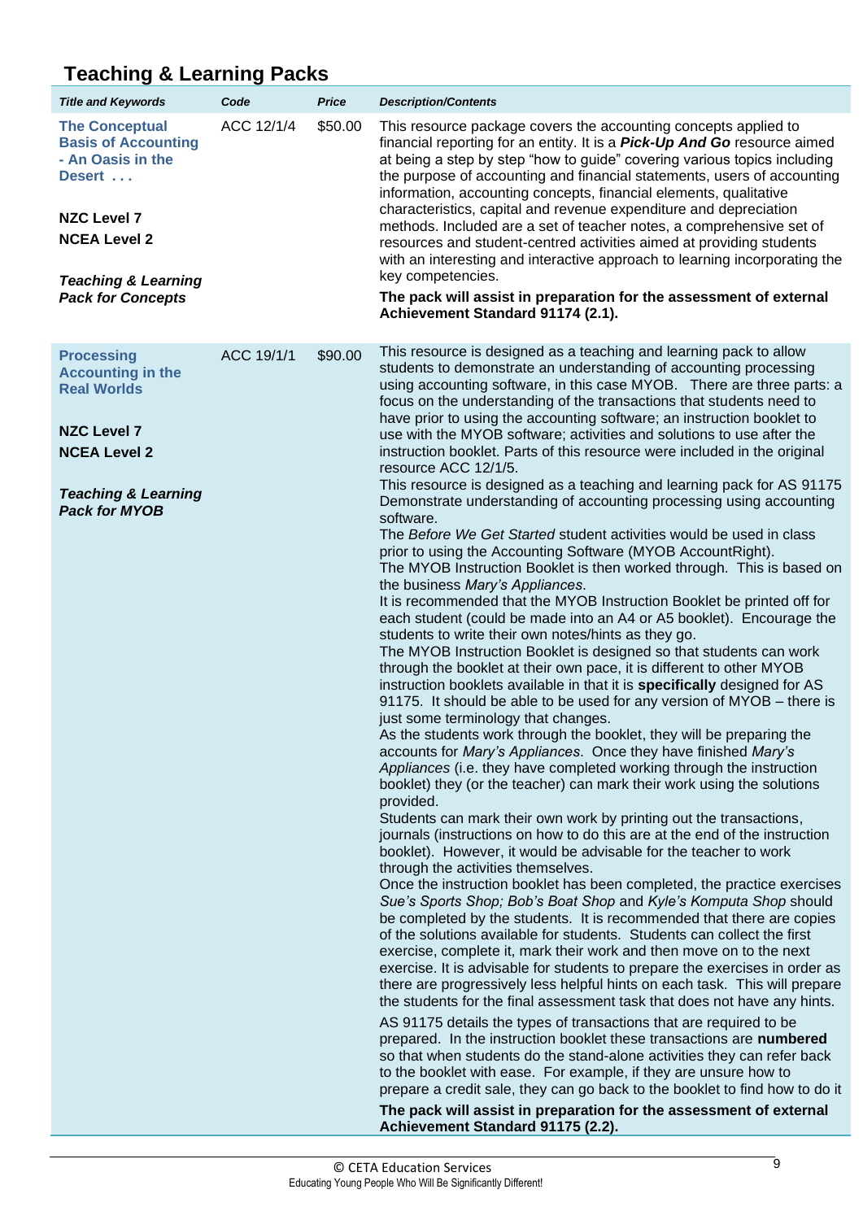## Teaching & Learning Packs

| *Title and Keywords* | *Code* | *Price* | *Description/Contents* |
|---|---|---|---|
| **The Conceptual Basis of Accounting - An Oasis in the Desert . . .**<br><br>**NZC Level 7**<br>**NCEA Level 2**<br><br>***Teaching & Learning Pack for Concepts*** | ACC 12/1/4 | $50.00 | This resource package covers the accounting concepts applied to financial reporting for an entity. It is a ***Pick-Up And Go*** resource aimed at being a step by step "how to guide" covering various topics including the purpose of accounting and financial statements, users of accounting information, accounting concepts, financial elements, qualitative characteristics, capital and revenue expenditure and depreciation methods. Included are a set of teacher notes, a comprehensive set of resources and student-centred activities aimed at providing students with an interesting and interactive approach to learning incorporating the key competencies.<br><br>**The pack will assist in preparation for the assessment of external Achievement Standard 91174 (2.1).** |
| **Processing Accounting in the Real Worlds**<br><br>**NZC Level 7**<br>**NCEA Level 2**<br><br>***Teaching & Learning Pack for MYOB*** | ACC 19/1/1 | $90.00 | This resource is designed as a teaching and learning pack to allow students to demonstrate an understanding of accounting processing using accounting software, in this case MYOB. There are three parts: a focus on the understanding of the transactions that students need to have prior to using the accounting software; an instruction booklet to use with the MYOB software; activities and solutions to use after the instruction booklet. Parts of this resource were included in the original resource ACC 12/1/5.<br>This resource is designed as a teaching and learning pack for AS 91175 Demonstrate understanding of accounting processing using accounting software.<br>The *Before We Get Started* student activities would be used in class prior to using the Accounting Software (MYOB AccountRight).<br>The MYOB Instruction Booklet is then worked through. This is based on the business *Mary's Appliances*.<br>It is recommended that the MYOB Instruction Booklet be printed off for each student (could be made into an A4 or A5 booklet). Encourage the students to write their own notes/hints as they go.<br>The MYOB Instruction Booklet is designed so that students can work through the booklet at their own pace, it is different to other MYOB instruction booklets available in that it is **specifically** designed for AS 91175. It should be able to be used for any version of MYOB – there is just some terminology that changes.<br>As the students work through the booklet, they will be preparing the accounts for *Mary's Appliances*. Once they have finished *Mary's Appliances* (i.e. they have completed working through the instruction booklet) they (or the teacher) can mark their work using the solutions provided.<br>Students can mark their own work by printing out the transactions, journals (instructions on how to do this are at the end of the instruction booklet). However, it would be advisable for the teacher to work through the activities themselves.<br>Once the instruction booklet has been completed, the practice exercises *Sue's Sports Shop; Bob's Boat Shop* and *Kyle's Komputa Shop* should be completed by the students. It is recommended that there are copies of the solutions available for students. Students can collect the first exercise, complete it, mark their work and then move on to the next exercise. It is advisable for students to prepare the exercises in order as there are progressively less helpful hints on each task. This will prepare the students for the final assessment task that does not have any hints.<br>AS 91175 details the types of transactions that are required to be prepared. In the instruction booklet these transactions are **numbered** so that when students do the stand-alone activities they can refer back to the booklet with ease. For example, if they are unsure how to prepare a credit sale, they can go back to the booklet to find how to do it<br><br>**The pack will assist in preparation for the assessment of external Achievement Standard 91175 (2.2).** |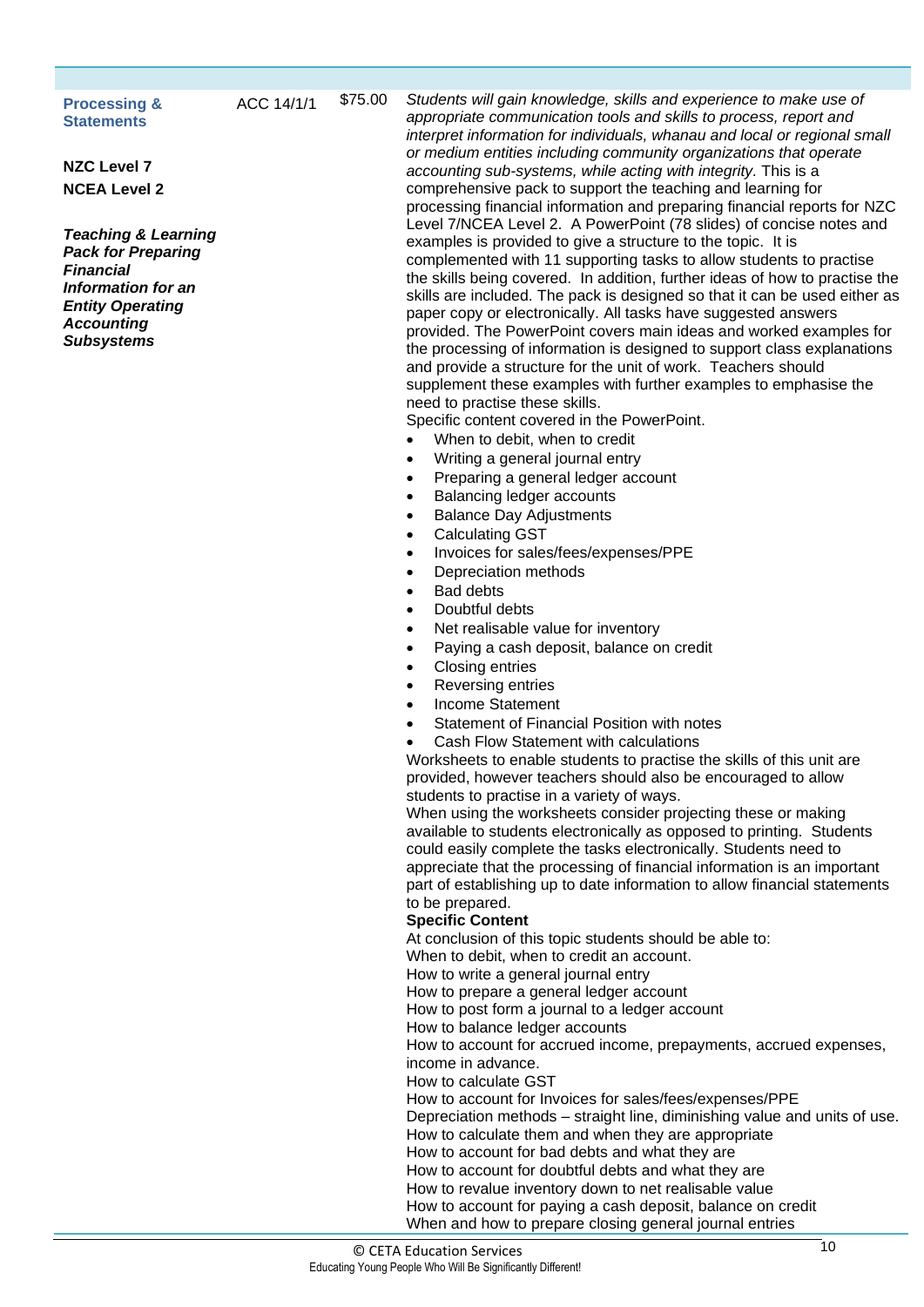| | | | |
|---|---|---|---|
| **Processing & Statements**<br><br>**NZC Level 7**<br>**NCEA Level 2**<br><br>***Teaching & Learning Pack for Preparing Financial Information for an Entity Operating Accounting Subsystems*** | ACC 14/1/1 | $75.00 | *Students will gain knowledge, skills and experience to make use of appropriate communication tools and skills to process, report and interpret information for individuals, whanau and local or regional small or medium entities including community organizations that operate accounting sub-systems, while acting with integrity.* This is a comprehensive pack to support the teaching and learning for processing financial information and preparing financial reports for NZC Level 7/NCEA Level 2. A PowerPoint (78 slides) of concise notes and examples is provided to give a structure to the topic. It is complemented with 11 supporting tasks to allow students to practise the skills being covered. In addition, further ideas of how to practise the skills are included. The pack is designed so that it can be used either as paper copy or electronically. All tasks have suggested answers provided. The PowerPoint covers main ideas and worked examples for the processing of information is designed to support class explanations and provide a structure for the unit of work. Teachers should supplement these examples with further examples to emphasise the need to practise these skills.<br>Specific content covered in the PowerPoint.<br>• When to debit, when to credit<br>• Writing a general journal entry<br>• Preparing a general ledger account<br>• Balancing ledger accounts<br>• Balance Day Adjustments<br>• Calculating GST<br>• Invoices for sales/fees/expenses/PPE<br>• Depreciation methods<br>• Bad debts<br>• Doubtful debts<br>• Net realisable value for inventory<br>• Paying a cash deposit, balance on credit<br>• Closing entries<br>• Reversing entries<br>• Income Statement<br>• Statement of Financial Position with notes<br>• Cash Flow Statement with calculations<br>Worksheets to enable students to practise the skills of this unit are provided, however teachers should also be encouraged to allow students to practise in a variety of ways.<br>When using the worksheets consider projecting these or making available to students electronically as opposed to printing. Students could easily complete the tasks electronically. Students need to appreciate that the processing of financial information is an important part of establishing up to date information to allow financial statements to be prepared.<br>**Specific Content**<br>At conclusion of this topic students should be able to:<br>When to debit, when to credit an account.<br>How to write a general journal entry<br>How to prepare a general ledger account<br>How to post form a journal to a ledger account<br>How to balance ledger accounts<br>How to account for accrued income, prepayments, accrued expenses, income in advance.<br>How to calculate GST<br>How to account for Invoices for sales/fees/expenses/PPE<br>Depreciation methods – straight line, diminishing value and units of use. How to calculate them and when they are appropriate<br>How to account for bad debts and what they are<br>How to account for doubtful debts and what they are<br>How to revalue inventory down to net realisable value<br>How to account for paying a cash deposit, balance on credit<br>When and how to prepare closing general journal entries |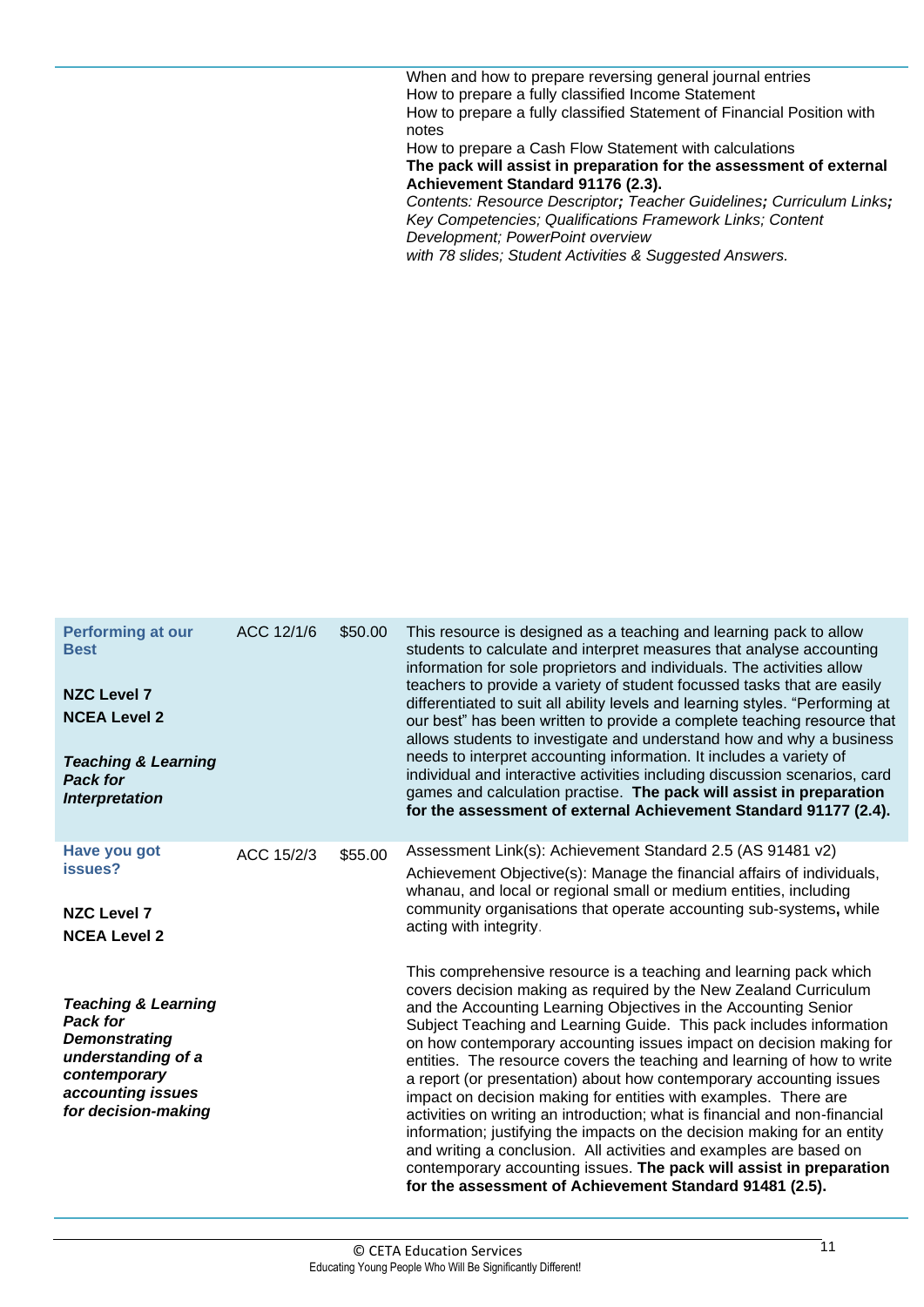| | | | |
|---|---|---|---|
| | | | When and how to prepare reversing general journal entries<br>How to prepare a fully classified Income Statement<br>How to prepare a fully classified Statement of Financial Position with notes<br>How to prepare a Cash Flow Statement with calculations<br>**The pack will assist in preparation for the assessment of external Achievement Standard 91176 (2.3).**<br>*Contents: Resource Descriptor; Teacher Guidelines; Curriculum Links; Key Competencies; Qualifications Framework Links; Content Development; PowerPoint overview with 78 slides; Student Activities & Suggested Answers.* |
| **Performing at our Best**<br><br>**NZC Level 7**<br>**NCEA Level 2**<br><br>***Teaching & Learning Pack for Interpretation*** | ACC 12/1/6 | $50.00 | This resource is designed as a teaching and learning pack to allow students to calculate and interpret measures that analyse accounting information for sole proprietors and individuals. The activities allow teachers to provide a variety of student focussed tasks that are easily differentiated to suit all ability levels and learning styles. "Performing at our best" has been written to provide a complete teaching resource that allows students to investigate and understand how and why a business needs to interpret accounting information. It includes a variety of individual and interactive activities including discussion scenarios, card games and calculation practise. **The pack will assist in preparation for the assessment of external Achievement Standard 91177 (2.4).** |
| **Have you got issues?**<br><br>**NZC Level 7**<br>**NCEA Level 2**<br><br>***Teaching & Learning Pack for Demonstrating understanding of a contemporary accounting issues for decision-making*** | ACC 15/2/3 | $55.00 | Assessment Link(s): Achievement Standard 2.5 (AS 91481 v2)<br>Achievement Objective(s): Manage the financial affairs of individuals, whanau, and local or regional small or medium entities, including community organisations that operate accounting sub-systems**,** while acting with integrity.<br><br>This comprehensive resource is a teaching and learning pack which covers decision making as required by the New Zealand Curriculum and the Accounting Learning Objectives in the Accounting Senior Subject Teaching and Learning Guide. This pack includes information on how contemporary accounting issues impact on decision making for entities. The resource covers the teaching and learning of how to write a report (or presentation) about how contemporary accounting issues impact on decision making for entities with examples. There are activities on writing an introduction; what is financial and non-financial information; justifying the impacts on the decision making for an entity and writing a conclusion. All activities and examples are based on contemporary accounting issues. **The pack will assist in preparation for the assessment of Achievement Standard 91481 (2.5).** |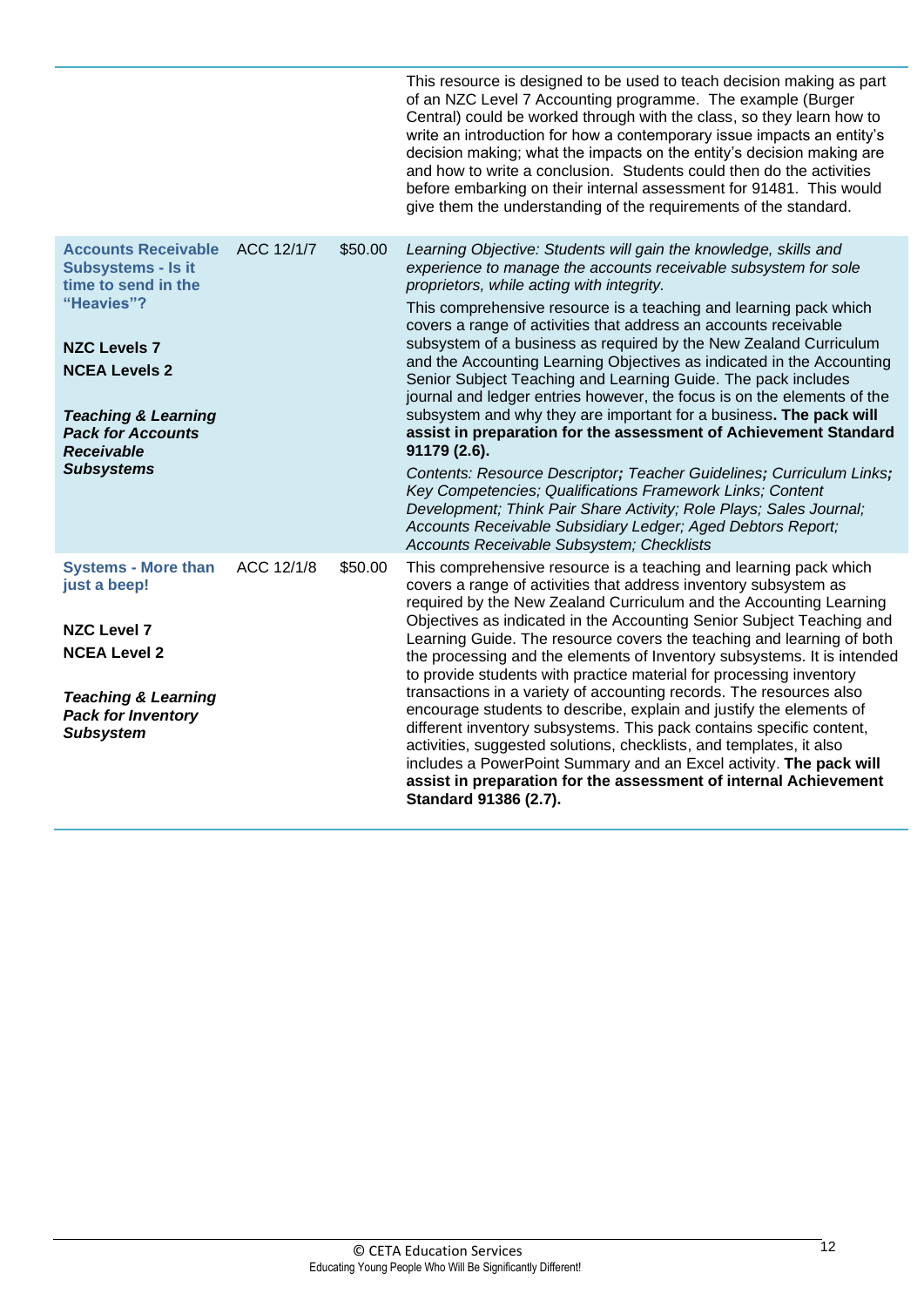| | | | |
|---|---|---|---|
| | | | This resource is designed to be used to teach decision making as part of an NZC Level 7 Accounting programme. The example (Burger Central) could be worked through with the class, so they learn how to write an introduction for how a contemporary issue impacts an entity's decision making; what the impacts on the entity's decision making are and how to write a conclusion. Students could then do the activities before embarking on their internal assessment for 91481. This would give them the understanding of the requirements of the standard. |
| **Accounts Receivable Subsystems - Is it time to send in the "Heavies"?**<br><br>**NZC Levels 7**<br>**NCEA Levels 2**<br><br>***Teaching & Learning Pack for Accounts Receivable Subsystems*** | ACC 12/1/7 | $50.00 | *Learning Objective: Students will gain the knowledge, skills and experience to manage the accounts receivable subsystem for sole proprietors, while acting with integrity.*<br><br>This comprehensive resource is a teaching and learning pack which covers a range of activities that address an accounts receivable subsystem of a business as required by the New Zealand Curriculum and the Accounting Learning Objectives as indicated in the Accounting Senior Subject Teaching and Learning Guide. The pack includes journal and ledger entries however, the focus is on the elements of the subsystem and why they are important for a business**. The pack will assist in preparation for the assessment of Achievement Standard 91179 (2.6).**<br><br>*Contents: Resource Descriptor**;** Teacher Guidelines**;** Curriculum Links**;** Key Competencies; Qualifications Framework Links; Content Development; Think Pair Share Activity; Role Plays; Sales Journal; Accounts Receivable Subsidiary Ledger; Aged Debtors Report; Accounts Receivable Subsystem; Checklists* |
| **Systems - More than just a beep!**<br><br>**NZC Level 7**<br>**NCEA Level 2**<br><br>***Teaching & Learning Pack for Inventory Subsystem*** | ACC 12/1/8 | $50.00 | This comprehensive resource is a teaching and learning pack which covers a range of activities that address inventory subsystem as required by the New Zealand Curriculum and the Accounting Learning Objectives as indicated in the Accounting Senior Subject Teaching and Learning Guide. The resource covers the teaching and learning of both the processing and the elements of Inventory subsystems. It is intended to provide students with practice material for processing inventory transactions in a variety of accounting records. The resources also encourage students to describe, explain and justify the elements of different inventory subsystems. This pack contains specific content, activities, suggested solutions, checklists, and templates, it also includes a PowerPoint Summary and an Excel activity. **The pack will assist in preparation for the assessment of internal Achievement Standard 91386 (2.7).** |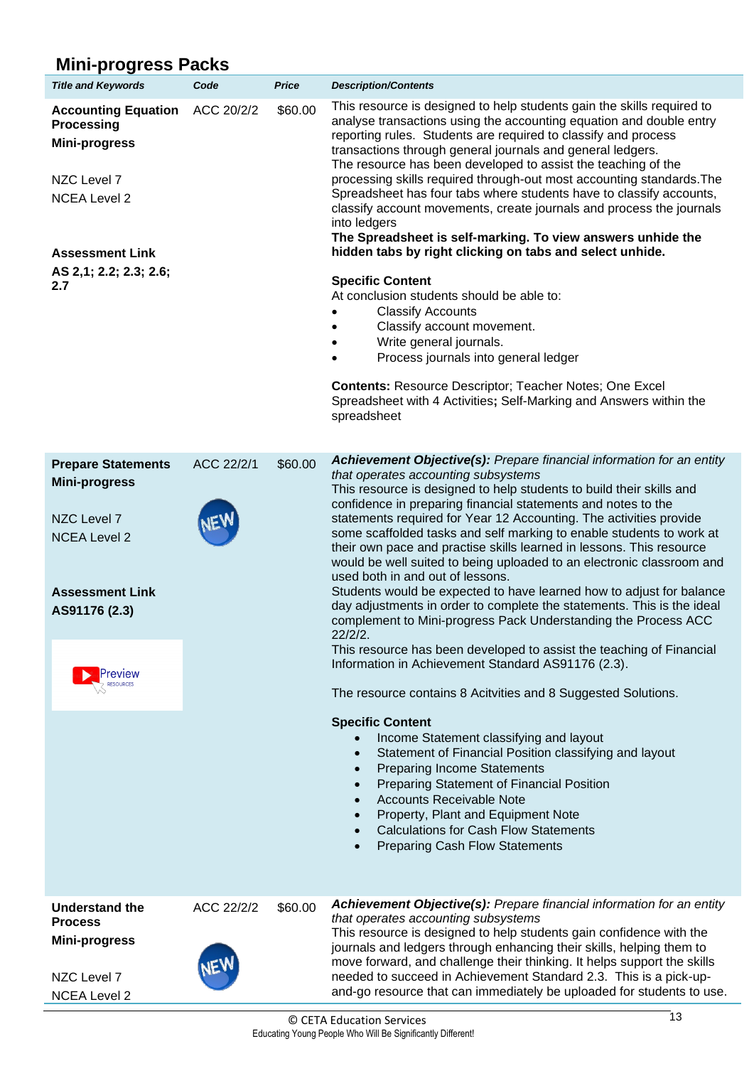## Mini-progress Packs

| *Title and Keywords* | *Code* | *Price* | *Description/Contents* |
|---|---|---|---|
| **Accounting Equation Processing**<br>**Mini-progress**<br><br>NZC Level 7<br>NCEA Level 2<br><br>**Assessment Link**<br>**AS 2,1; 2.2; 2.3; 2.6; 2.7** | ACC 20/2/2 | $60.00 | This resource is designed to help students gain the skills required to analyse transactions using the accounting equation and double entry reporting rules. Students are required to classify and process transactions through general journals and general ledgers.<br>The resource has been developed to assist the teaching of the processing skills required through-out most accounting standards.The Spreadsheet has four tabs where students have to classify accounts, classify account movements, create journals and process the journals into ledgers<br>**The Spreadsheet is self-marking. To view answers unhide the hidden tabs by right clicking on tabs and select unhide.**<br><br>**Specific Content**<br>At conclusion students should be able to:<br>• Classify Accounts<br>• Classify account movement.<br>• Write general journals.<br>• Process journals into general ledger<br><br>**Contents:** Resource Descriptor; Teacher Notes; One Excel Spreadsheet with 4 Activities**;** Self-Marking and Answers within the spreadsheet |
| **Prepare Statements**<br>**Mini-progress**<br><br>NZC Level 7<br>NCEA Level 2<br><br>**Assessment Link**<br>**AS91176 (2.3)**<br><br>Preview RESOURCES | ACC 22/2/1<br><br>NEW | $60.00 | ***Achievement Objective(s):*** *Prepare financial information for an entity that operates accounting subsystems*<br>This resource is designed to help students to build their skills and confidence in preparing financial statements and notes to the statements required for Year 12 Accounting. The activities provide some scaffolded tasks and self marking to enable students to work at their own pace and practise skills learned in lessons. This resource would be well suited to being uploaded to an electronic classroom and used both in and out of lessons.<br>Students would be expected to have learned how to adjust for balance day adjustments in order to complete the statements. This is the ideal complement to Mini-progress Pack Understanding the Process ACC 22/2/2.<br>This resource has been developed to assist the teaching of Financial Information in Achievement Standard AS91176 (2.3).<br><br>The resource contains 8 Acitvities and 8 Suggested Solutions.<br><br>**Specific Content**<br>• Income Statement classifying and layout<br>• Statement of Financial Position classifying and layout<br>• Preparing Income Statements<br>• Preparing Statement of Financial Position<br>• Accounts Receivable Note<br>• Property, Plant and Equipment Note<br>• Calculations for Cash Flow Statements<br>• Preparing Cash Flow Statements |
| **Understand the Process**<br>**Mini-progress**<br><br>NZC Level 7<br>NCEA Level 2 | ACC 22/2/2<br><br>NEW | $60.00 | ***Achievement Objective(s):*** *Prepare financial information for an entity that operates accounting subsystems*<br>This resource is designed to help students gain confidence with the journals and ledgers through enhancing their skills, helping them to move forward, and challenge their thinking. It helps support the skills needed to succeed in Achievement Standard 2.3. This is a pick-up-and-go resource that can immediately be uploaded for students to use. |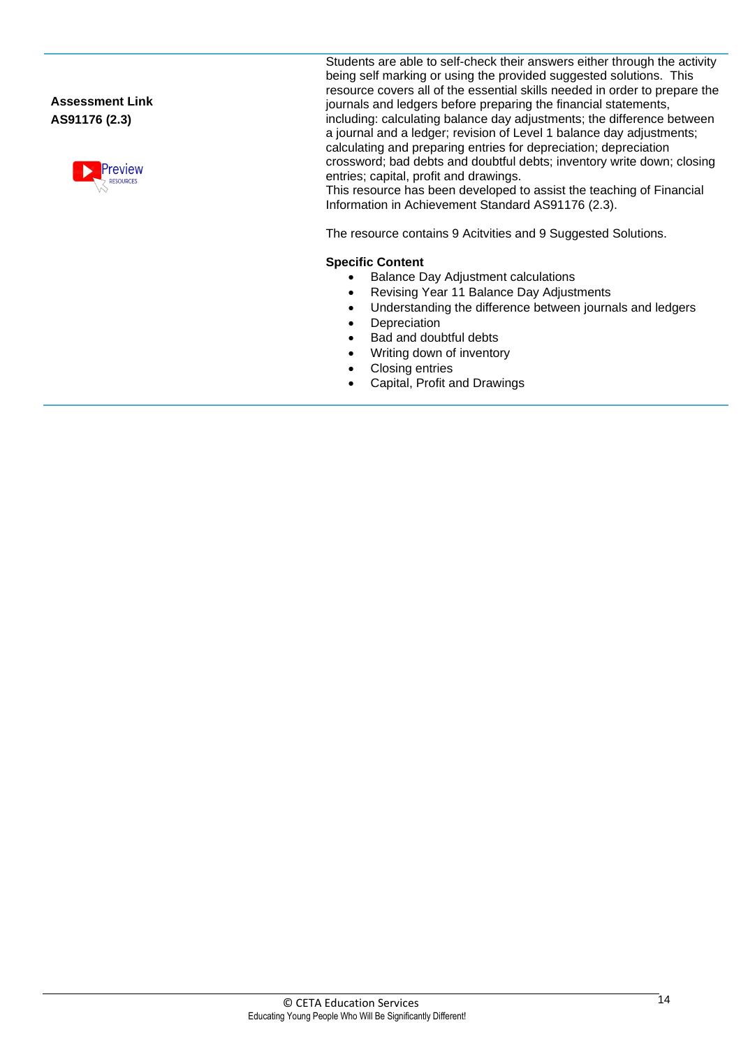**Assessment Link**
**AS91176 (2.3)**

Preview RESOURCES

Students are able to self-check their answers either through the activity being self marking or using the provided suggested solutions. This resource covers all of the essential skills needed in order to prepare the journals and ledgers before preparing the financial statements, including: calculating balance day adjustments; the difference between a journal and a ledger; revision of Level 1 balance day adjustments; calculating and preparing entries for depreciation; depreciation crossword; bad debts and doubtful debts; inventory write down; closing entries; capital, profit and drawings.
This resource has been developed to assist the teaching of Financial Information in Achievement Standard AS91176 (2.3).

The resource contains 9 Acitvities and 9 Suggested Solutions.

**Specific Content**

- Balance Day Adjustment calculations
- Revising Year 11 Balance Day Adjustments
- Understanding the difference between journals and ledgers
- Depreciation
- Bad and doubtful debts
- Writing down of inventory
- Closing entries
- Capital, Profit and Drawings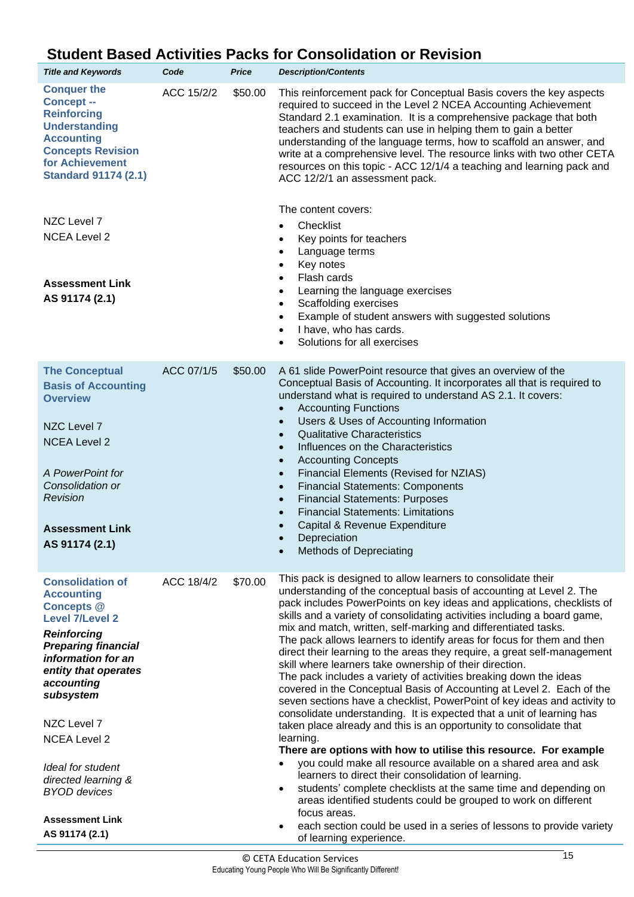## Student Based Activities Packs for Consolidation or Revision

| Title and Keywords | Code | Price | Description/Contents |
|---|---|---|---|
| **Conquer the Concept -- Reinforcing Understanding Accounting Concepts Revision for Achievement Standard 91174 (2.1)**<br><br>NZC Level 7<br>NCEA Level 2<br><br>**Assessment Link**<br>**AS 91174 (2.1)** | ACC 15/2/2 | $50.00 | This reinforcement pack for Conceptual Basis covers the key aspects required to succeed in the Level 2 NCEA Accounting Achievement Standard 2.1 examination. It is a comprehensive package that both teachers and students can use in helping them to gain a better understanding of the language terms, how to scaffold an answer, and write at a comprehensive level. The resource links with two other CETA resources on this topic - ACC 12/1/4 a teaching and learning pack and ACC 12/2/1 an assessment pack.<br><br>The content covers:<br>• Checklist<br>• Key points for teachers<br>• Language terms<br>• Key notes<br>• Flash cards<br>• Learning the language exercises<br>• Scaffolding exercises<br>• Example of student answers with suggested solutions<br>• I have, who has cards.<br>• Solutions for all exercises |
| **The Conceptual Basis of Accounting Overview**<br><br>NZC Level 7<br>NCEA Level 2<br><br>*A PowerPoint for Consolidation or Revision*<br><br>**Assessment Link**<br>**AS 91174 (2.1)** | ACC 07/1/5 | $50.00 | A 61 slide PowerPoint resource that gives an overview of the Conceptual Basis of Accounting. It incorporates all that is required to understand what is required to understand AS 2.1. It covers:<br>• Accounting Functions<br>• Users & Uses of Accounting Information<br>• Qualitative Characteristics<br>• Influences on the Characteristics<br>• Accounting Concepts<br>• Financial Elements (Revised for NZIAS)<br>• Financial Statements: Components<br>• Financial Statements: Purposes<br>• Financial Statements: Limitations<br>• Capital & Revenue Expenditure<br>• Depreciation<br>• Methods of Depreciating |
| **Consolidation of Accounting Concepts @ Level 7/Level 2**<br><br>***Reinforcing Preparing financial information for an entity that operates accounting subsystem***<br><br>NZC Level 7<br>NCEA Level 2<br><br>*Ideal for student directed learning & BYOD devices*<br><br>**Assessment Link**<br>**AS 91174 (2.1)** | ACC 18/4/2 | $70.00 | This pack is designed to allow learners to consolidate their understanding of the conceptual basis of accounting at Level 2. The pack includes PowerPoints on key ideas and applications, checklists of skills and a variety of consolidating activities including a board game, mix and match, written, self-marking and differentiated tasks.<br>The pack allows learners to identify areas for focus for them and then direct their learning to the areas they require, a great self-management skill where learners take ownership of their direction.<br>The pack includes a variety of activities breaking down the ideas covered in the Conceptual Basis of Accounting at Level 2. Each of the seven sections have a checklist, PowerPoint of key ideas and activity to consolidate understanding. It is expected that a unit of learning has taken place already and this is an opportunity to consolidate that learning.<br>**There are options with how to utilise this resource. For example**<br>• you could make all resource available on a shared area and ask learners to direct their consolidation of learning.<br>• students' complete checklists at the same time and depending on areas identified students could be grouped to work on different focus areas.<br>• each section could be used in a series of lessons to provide variety of learning experience. |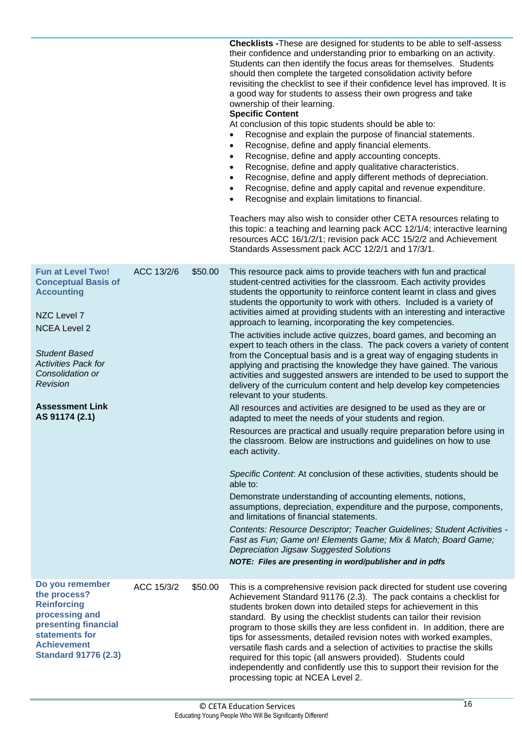| | | | |
|---|---|---|---|
| | | | **Checklists -**These are designed for students to be able to self-assess their confidence and understanding prior to embarking on an activity. Students can then identify the focus areas for themselves. Students should then complete the targeted consolidation activity before revisiting the checklist to see if their confidence level has improved. It is a good way for students to assess their own progress and take ownership of their learning.<br>**Specific Content**<br>At conclusion of this topic students should be able to:<br>• Recognise and explain the purpose of financial statements.<br>• Recognise, define and apply financial elements.<br>• Recognise, define and apply accounting concepts.<br>• Recognise, define and apply qualitative characteristics.<br>• Recognise, define and apply different methods of depreciation.<br>• Recognise, define and apply capital and revenue expenditure.<br>• Recognise and explain limitations to financial.<br><br>Teachers may also wish to consider other CETA resources relating to this topic: a teaching and learning pack ACC 12/1/4; interactive learning resources ACC 16/1/2/1; revision pack ACC 15/2/2 and Achievement Standards Assessment pack ACC 12/2/1 and 17/3/1. |
| **Fun at Level Two! Conceptual Basis of Accounting**<br><br>NZC Level 7<br>NCEA Level 2<br><br>*Student Based Activities Pack for Consolidation or Revision*<br><br>**Assessment Link AS 91174 (2.1)** | ACC 13/2/6 | $50.00 | This resource pack aims to provide teachers with fun and practical student-centred activities for the classroom. Each activity provides students the opportunity to reinforce content learnt in class and gives students the opportunity to work with others. Included is a variety of activities aimed at providing students with an interesting and interactive approach to learning, incorporating the key competencies.<br>The activities include active quizzes, board games, and becoming an expert to teach others in the class. The pack covers a variety of content from the Conceptual basis and is a great way of engaging students in applying and practising the knowledge they have gained. The various activities and suggested answers are intended to be used to support the delivery of the curriculum content and help develop key competencies relevant to your students.<br>All resources and activities are designed to be used as they are or adapted to meet the needs of your students and region.<br>Resources are practical and usually require preparation before using in the classroom. Below are instructions and guidelines on how to use each activity.<br><br>*Specific Content*: At conclusion of these activities, students should be able to:<br>Demonstrate understanding of accounting elements, notions, assumptions, depreciation, expenditure and the purpose, components, and limitations of financial statements.<br>*Contents: Resource Descriptor; Teacher Guidelines; Student Activities - Fast as Fun; Game on! Elements Game; Mix & Match; Board Game; Depreciation Jigsaw Suggested Solutions*<br>***NOTE: Files are presenting in word/publisher and in pdfs*** |
| **Do you remember the process? Reinforcing processing and presenting financial statements for Achievement Standard 91776 (2.3)** | ACC 15/3/2 | $50.00 | This is a comprehensive revision pack directed for student use covering Achievement Standard 91176 (2.3). The pack contains a checklist for students broken down into detailed steps for achievement in this standard. By using the checklist students can tailor their revision program to those skills they are less confident in. In addition, there are tips for assessments, detailed revision notes with worked examples, versatile flash cards and a selection of activities to practise the skills required for this topic (all answers provided). Students could independently and confidently use this to support their revision for the processing topic at NCEA Level 2. |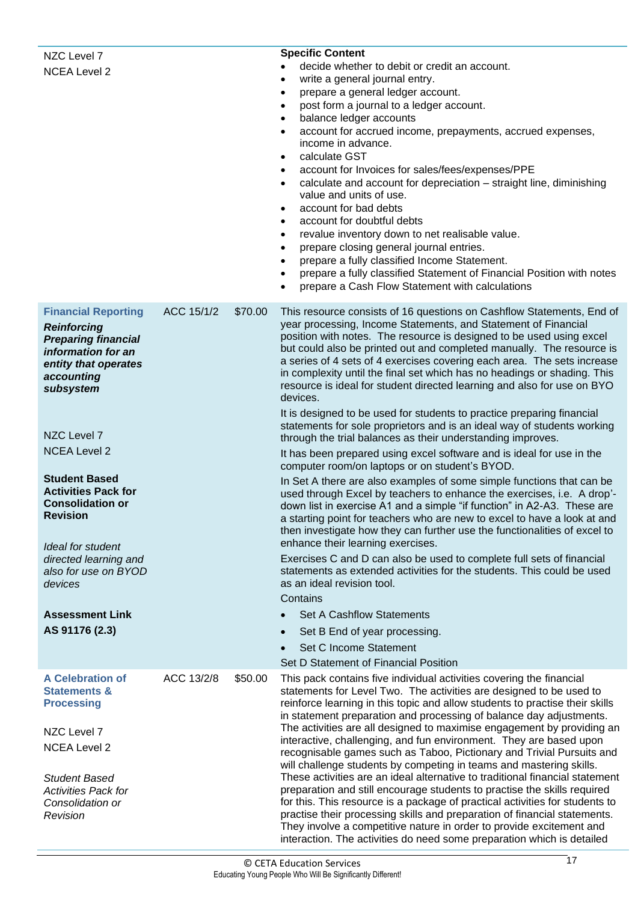| | | | |
|---|---|---|---|
| NZC Level 7<br>NCEA Level 2 | | | **Specific Content**<br>• decide whether to debit or credit an account.<br>• write a general journal entry.<br>• prepare a general ledger account.<br>• post form a journal to a ledger account.<br>• balance ledger accounts<br>• account for accrued income, prepayments, accrued expenses, income in advance.<br>• calculate GST<br>• account for Invoices for sales/fees/expenses/PPE<br>• calculate and account for depreciation – straight line, diminishing value and units of use.<br>• account for bad debts<br>• account for doubtful debts<br>• revalue inventory down to net realisable value.<br>• prepare closing general journal entries.<br>• prepare a fully classified Income Statement.<br>• prepare a fully classified Statement of Financial Position with notes<br>• prepare a Cash Flow Statement with calculations |
| **Financial Reporting**<br>***Reinforcing Preparing financial information for an entity that operates accounting subsystem***<br><br>NZC Level 7<br>NCEA Level 2<br><br>**Student Based Activities Pack for Consolidation or Revision**<br><br>*Ideal for student directed learning and also for use on BYOD devices*<br><br>**Assessment Link**<br>**AS 91176 (2.3)** | ACC 15/1/2 | $70.00 | This resource consists of 16 questions on Cashflow Statements, End of year processing, Income Statements, and Statement of Financial position with notes. The resource is designed to be used using excel but could also be printed out and completed manually. The resource is a series of 4 sets of 4 exercises covering each area. The sets increase in complexity until the final set which has no headings or shading. This resource is ideal for student directed learning and also for use on BYO devices.<br><br>It is designed to be used for students to practice preparing financial statements for sole proprietors and is an ideal way of students working through the trial balances as their understanding improves.<br><br>It has been prepared using excel software and is ideal for use in the computer room/on laptops or on student's BYOD.<br><br>In Set A there are also examples of some simple functions that can be used through Excel by teachers to enhance the exercises, i.e. A drop'-down list in exercise A1 and a simple "if function" in A2-A3. These are a starting point for teachers who are new to excel to have a look at and then investigate how they can further use the functionalities of excel to enhance their learning exercises.<br><br>Exercises C and D can also be used to complete full sets of financial statements as extended activities for the students. This could be used as an ideal revision tool.<br><br>Contains<br>• Set A Cashflow Statements<br>• Set B End of year processing.<br>• Set C Income Statement<br>Set D Statement of Financial Position |
| **A Celebration of Statements & Processing**<br><br>NZC Level 7<br>NCEA Level 2<br><br>*Student Based Activities Pack for Consolidation or Revision* | ACC 13/2/8 | $50.00 | This pack contains five individual activities covering the financial statements for Level Two. The activities are designed to be used to reinforce learning in this topic and allow students to practise their skills in statement preparation and processing of balance day adjustments. The activities are all designed to maximise engagement by providing an interactive, challenging, and fun environment. They are based upon recognisable games such as Taboo, Pictionary and Trivial Pursuits and will challenge students by competing in teams and mastering skills. These activities are an ideal alternative to traditional financial statement preparation and still encourage students to practise the skills required for this. This resource is a package of practical activities for students to practise their processing skills and preparation of financial statements. They involve a competitive nature in order to provide excitement and interaction. The activities do need some preparation which is detailed |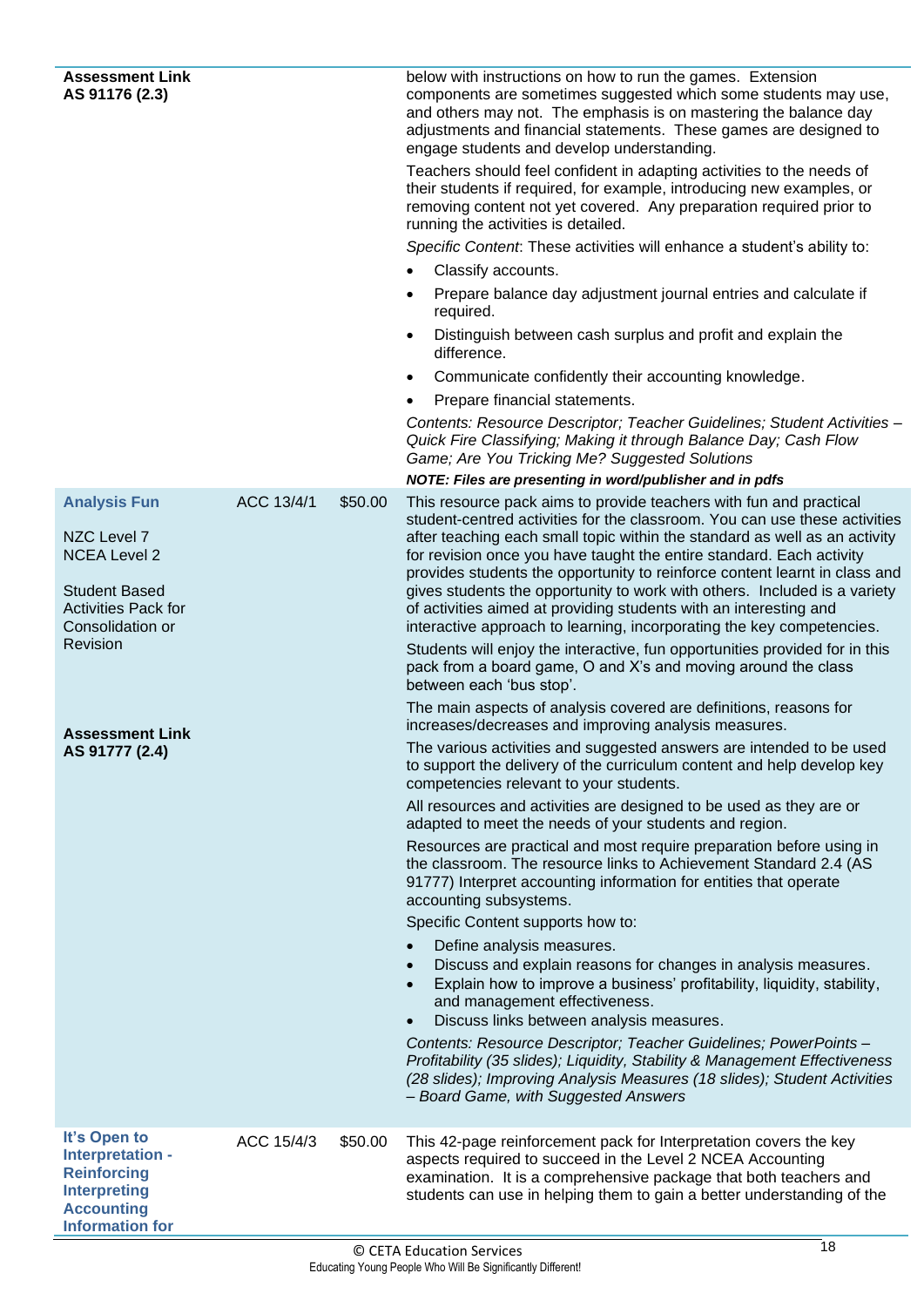| | | | |
|---|---|---|---|
| **Assessment Link AS 91176 (2.3)** | | | below with instructions on how to run the games. Extension components are sometimes suggested which some students may use, and others may not. The emphasis is on mastering the balance day adjustments and financial statements. These games are designed to engage students and develop understanding.<br><br>Teachers should feel confident in adapting activities to the needs of their students if required, for example, introducing new examples, or removing content not yet covered. Any preparation required prior to running the activities is detailed.<br><br>*Specific Content*: These activities will enhance a student's ability to:<br>• Classify accounts.<br>• Prepare balance day adjustment journal entries and calculate if required.<br>• Distinguish between cash surplus and profit and explain the difference.<br>• Communicate confidently their accounting knowledge.<br>• Prepare financial statements.<br><br>*Contents: Resource Descriptor; Teacher Guidelines; Student Activities – Quick Fire Classifying; Making it through Balance Day; Cash Flow Game; Are You Tricking Me? Suggested Solutions*<br><br>***NOTE: Files are presenting in word/publisher and in pdfs*** |
| **Analysis Fun**<br><br>NZC Level 7<br>NCEA Level 2<br><br>Student Based Activities Pack for Consolidation or Revision<br><br>**Assessment Link AS 91777 (2.4)** | ACC 13/4/1 | $50.00 | This resource pack aims to provide teachers with fun and practical student-centred activities for the classroom. You can use these activities after teaching each small topic within the standard as well as an activity for revision once you have taught the entire standard. Each activity provides students the opportunity to reinforce content learnt in class and gives students the opportunity to work with others. Included is a variety of activities aimed at providing students with an interesting and interactive approach to learning, incorporating the key competencies.<br><br>Students will enjoy the interactive, fun opportunities provided for in this pack from a board game, O and X's and moving around the class between each 'bus stop'.<br><br>The main aspects of analysis covered are definitions, reasons for increases/decreases and improving analysis measures.<br><br>The various activities and suggested answers are intended to be used to support the delivery of the curriculum content and help develop key competencies relevant to your students.<br><br>All resources and activities are designed to be used as they are or adapted to meet the needs of your students and region.<br><br>Resources are practical and most require preparation before using in the classroom. The resource links to Achievement Standard 2.4 (AS 91777) Interpret accounting information for entities that operate accounting subsystems.<br><br>Specific Content supports how to:<br>• Define analysis measures.<br>• Discuss and explain reasons for changes in analysis measures.<br>• Explain how to improve a business' profitability, liquidity, stability, and management effectiveness.<br>• Discuss links between analysis measures.<br><br>*Contents: Resource Descriptor; Teacher Guidelines; PowerPoints – Profitability (35 slides); Liquidity, Stability & Management Effectiveness (28 slides); Improving Analysis Measures (18 slides); Student Activities – Board Game, with Suggested Answers* |
| **It's Open to Interpretation - Reinforcing Interpreting Accounting Information for** | ACC 15/4/3 | $50.00 | This 42-page reinforcement pack for Interpretation covers the key aspects required to succeed in the Level 2 NCEA Accounting examination. It is a comprehensive package that both teachers and students can use in helping them to gain a better understanding of the |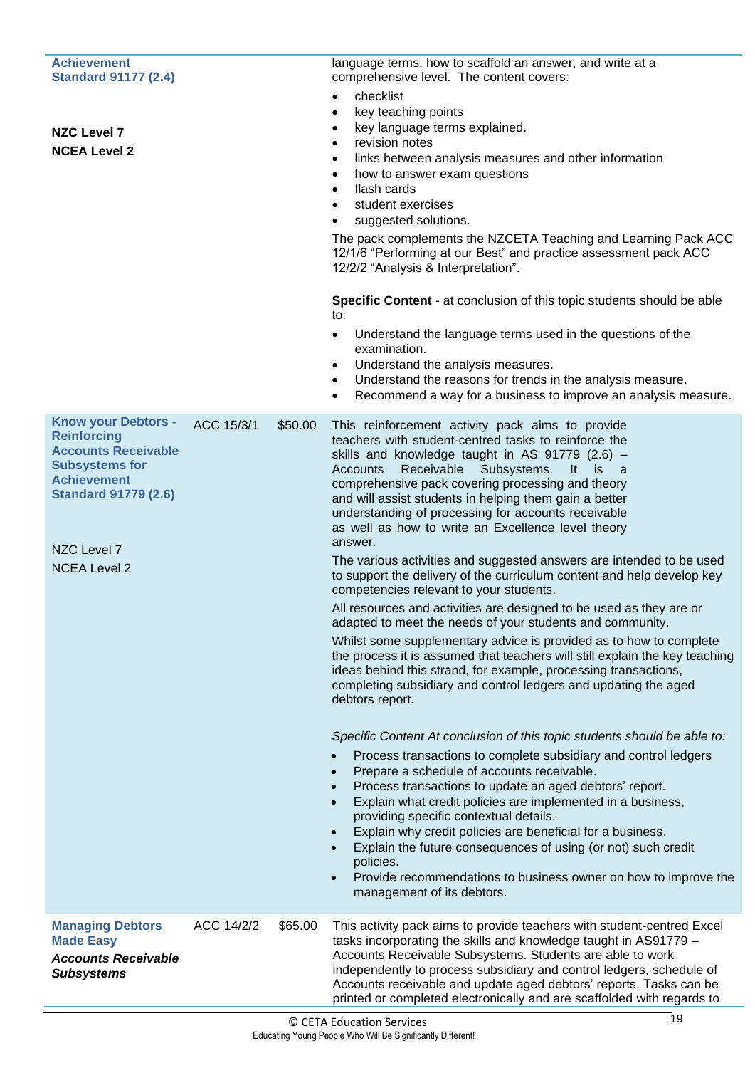| | | | |
|---|---|---|---|
| **Achievement Standard 91177 (2.4)**<br><br>**NZC Level 7**<br>**NCEA Level 2** | | | language terms, how to scaffold an answer, and write at a comprehensive level. The content covers:<br>• checklist<br>• key teaching points<br>• key language terms explained.<br>• revision notes<br>• links between analysis measures and other information<br>• how to answer exam questions<br>• flash cards<br>• student exercises<br>• suggested solutions.<br>The pack complements the NZCETA Teaching and Learning Pack ACC 12/1/6 "Performing at our Best" and practice assessment pack ACC 12/2/2 "Analysis & Interpretation".<br><br>**Specific Content** - at conclusion of this topic students should be able to:<br>• Understand the language terms used in the questions of the examination.<br>• Understand the analysis measures.<br>• Understand the reasons for trends in the analysis measure.<br>• Recommend a way for a business to improve an analysis measure. |
| **Know your Debtors - Reinforcing Accounts Receivable Subsystems for Achievement Standard 91779 (2.6)**<br><br>NZC Level 7<br>NCEA Level 2 | ACC 15/3/1 | $50.00 | This reinforcement activity pack aims to provide teachers with student-centred tasks to reinforce the skills and knowledge taught in AS 91779 (2.6) – Accounts Receivable Subsystems. It is a comprehensive pack covering processing and theory and will assist students in helping them gain a better understanding of processing for accounts receivable as well as how to write an Excellence level theory answer.<br>The various activities and suggested answers are intended to be used to support the delivery of the curriculum content and help develop key competencies relevant to your students.<br>All resources and activities are designed to be used as they are or adapted to meet the needs of your students and community.<br>Whilst some supplementary advice is provided as to how to complete the process it is assumed that teachers will still explain the key teaching ideas behind this strand, for example, processing transactions, completing subsidiary and control ledgers and updating the aged debtors report.<br><br>*Specific Content At conclusion of this topic students should be able to:*<br>• Process transactions to complete subsidiary and control ledgers<br>• Prepare a schedule of accounts receivable.<br>• Process transactions to update an aged debtors' report.<br>• Explain what credit policies are implemented in a business, providing specific contextual details.<br>• Explain why credit policies are beneficial for a business.<br>• Explain the future consequences of using (or not) such credit policies.<br>• Provide recommendations to business owner on how to improve the management of its debtors. |
| **Managing Debtors Made Easy**<br>***Accounts Receivable Subsystems*** | ACC 14/2/2 | $65.00 | This activity pack aims to provide teachers with student-centred Excel tasks incorporating the skills and knowledge taught in AS91779 – Accounts Receivable Subsystems. Students are able to work independently to process subsidiary and control ledgers, schedule of Accounts receivable and update aged debtors' reports. Tasks can be printed or completed electronically and are scaffolded with regards to |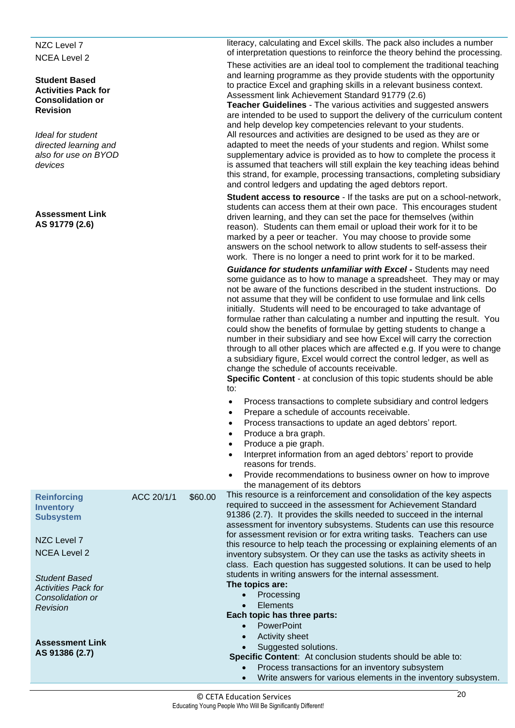| | | | |
|---|---|---|---|
| NZC Level 7<br><br>NCEA Level 2<br><br>**Student Based Activities Pack for Consolidation or Revision**<br><br>*Ideal for student directed learning and also for use on BYOD devices*<br><br>**Assessment Link AS 91779 (2.6)** | | | literacy, calculating and Excel skills. The pack also includes a number of interpretation questions to reinforce the theory behind the processing.<br><br>These activities are an ideal tool to complement the traditional teaching and learning programme as they provide students with the opportunity to practice Excel and graphing skills in a relevant business context. Assessment link Achievement Standard 91779 (2.6)<br>**Teacher Guidelines** - The various activities and suggested answers are intended to be used to support the delivery of the curriculum content and help develop key competencies relevant to your students.<br>All resources and activities are designed to be used as they are or adapted to meet the needs of your students and region. Whilst some supplementary advice is provided as to how to complete the process it is assumed that teachers will still explain the key teaching ideas behind this strand, for example, processing transactions, completing subsidiary and control ledgers and updating the aged debtors report.<br><br>**Student access to resource** - If the tasks are put on a school-network, students can access them at their own pace. This encourages student driven learning, and they can set the pace for themselves (within reason). Students can them email or upload their work for it to be marked by a peer or teacher. You may choose to provide some answers on the school network to allow students to self-assess their work. There is no longer a need to print work for it to be marked.<br><br>***Guidance for students unfamiliar with Excel -*** Students may need some guidance as to how to manage a spreadsheet. They may or may not be aware of the functions described in the student instructions. Do not assume that they will be confident to use formulae and link cells initially. Students will need to be encouraged to take advantage of formulae rather than calculating a number and inputting the result. You could show the benefits of formulae by getting students to change a number in their subsidiary and see how Excel will carry the correction through to all other places which are affected e.g. If you were to change a subsidiary figure, Excel would correct the control ledger, as well as change the schedule of accounts receivable.<br>**Specific Content** - at conclusion of this topic students should be able to:<br><br>• Process transactions to complete subsidiary and control ledgers<br>• Prepare a schedule of accounts receivable.<br>• Process transactions to update an aged debtors' report.<br>• Produce a bra graph.<br>• Produce a pie graph.<br>• Interpret information from an aged debtors' report to provide reasons for trends.<br>• Provide recommendations to business owner on how to improve the management of its debtors |
| **Reinforcing Inventory Subsystem**<br><br>NZC Level 7<br><br>NCEA Level 2<br><br>*Student Based Activities Pack for Consolidation or Revision*<br><br>**Assessment Link AS 91386 (2.7)** | ACC 20/1/1 | $60.00 | This resource is a reinforcement and consolidation of the key aspects required to succeed in the assessment for Achievement Standard 91386 (2.7). It provides the skills needed to succeed in the internal assessment for inventory subsystems. Students can use this resource for assessment revision or for extra writing tasks. Teachers can use this resource to help teach the processing or explaining elements of an inventory subsystem. Or they can use the tasks as activity sheets in class. Each question has suggested solutions. It can be used to help students in writing answers for the internal assessment.<br>**The topics are:**<br>• Processing<br>• Elements<br>**Each topic has three parts:**<br>• PowerPoint<br>• Activity sheet<br>• Suggested solutions.<br>**Specific Content**: At conclusion students should be able to:<br>• Process transactions for an inventory subsystem<br>• Write answers for various elements in the inventory subsystem. |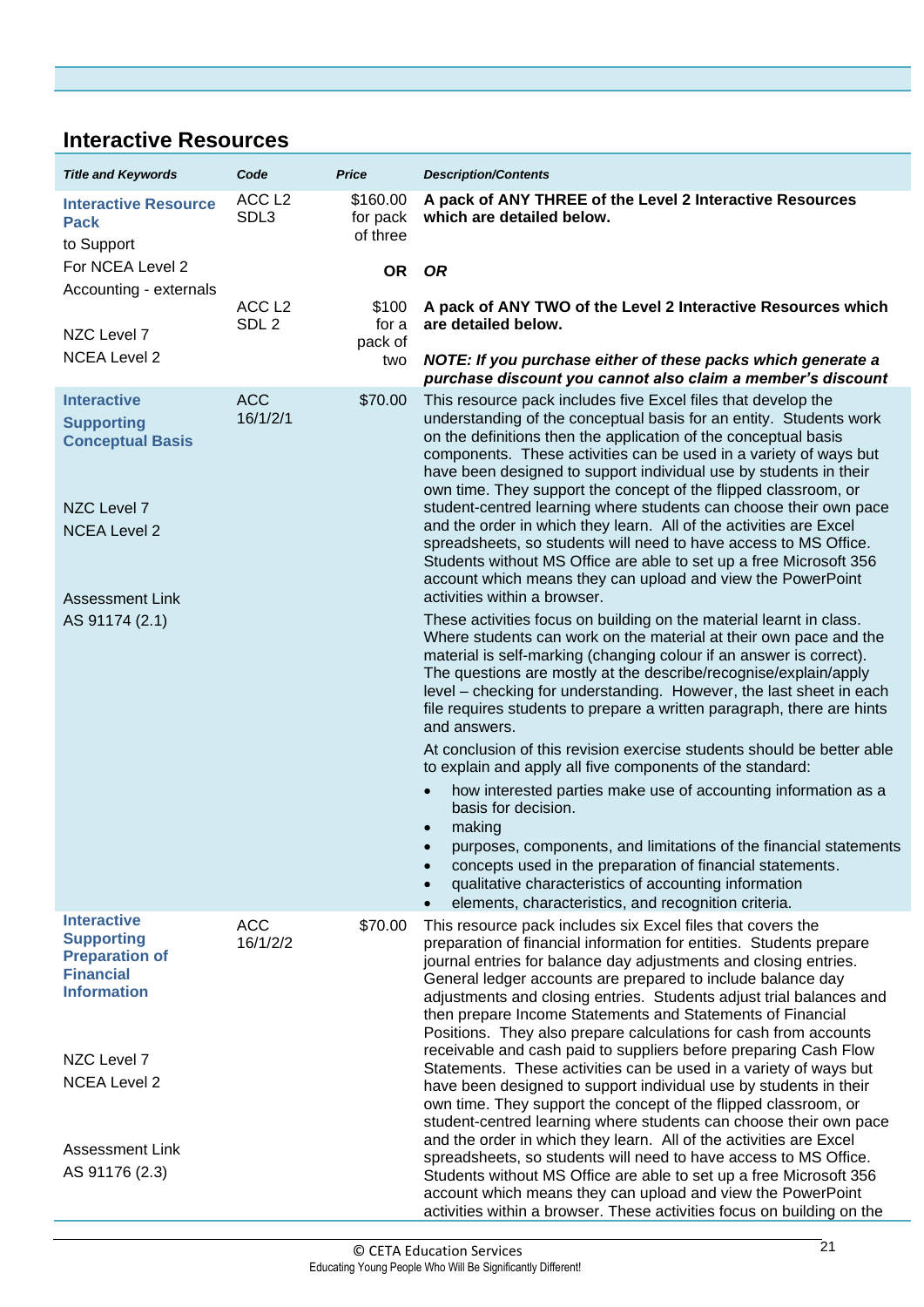## Interactive Resources

| Title and Keywords | Code | Price | Description/Contents |
|---|---|---|---|
| **Interactive Resource Pack** to Support For NCEA Level 2 Accounting - externals<br><br>NZC Level 7<br>NCEA Level 2 | ACC L2 SDL3<br><br><br>ACC L2 SDL 2 | $160.00 for pack of three<br><br>**OR**<br><br>$100 for a pack of two | **A pack of ANY THREE of the Level 2 Interactive Resources which are detailed below.**<br><br>***OR***<br><br>**A pack of ANY TWO of the Level 2 Interactive Resources which are detailed below.**<br><br>***NOTE: If you purchase either of these packs which generate a purchase discount you cannot also claim a member's discount*** |
| **Interactive Supporting Conceptual Basis**<br><br>NZC Level 7<br>NCEA Level 2<br><br>Assessment Link<br>AS 91174 (2.1) | ACC 16/1/2/1 | $70.00 | This resource pack includes five Excel files that develop the understanding of the conceptual basis for an entity. Students work on the definitions then the application of the conceptual basis components. These activities can be used in a variety of ways but have been designed to support individual use by students in their own time. They support the concept of the flipped classroom, or student-centred learning where students can choose their own pace and the order in which they learn. All of the activities are Excel spreadsheets, so students will need to have access to MS Office. Students without MS Office are able to set up a free Microsoft 356 account which means they can upload and view the PowerPoint activities within a browser.<br><br>These activities focus on building on the material learnt in class. Where students can work on the material at their own pace and the material is self-marking (changing colour if an answer is correct). The questions are mostly at the describe/recognise/explain/apply level – checking for understanding. However, the last sheet in each file requires students to prepare a written paragraph, there are hints and answers.<br><br>At conclusion of this revision exercise students should be better able to explain and apply all five components of the standard:<br>• how interested parties make use of accounting information as a basis for decision.<br>• making<br>• purposes, components, and limitations of the financial statements<br>• concepts used in the preparation of financial statements.<br>• qualitative characteristics of accounting information<br>• elements, characteristics, and recognition criteria. |
| **Interactive Supporting Preparation of Financial Information**<br><br>NZC Level 7<br>NCEA Level 2<br><br>Assessment Link<br>AS 91176 (2.3) | ACC 16/1/2/2 | $70.00 | This resource pack includes six Excel files that covers the preparation of financial information for entities. Students prepare journal entries for balance day adjustments and closing entries. General ledger accounts are prepared to include balance day adjustments and closing entries. Students adjust trial balances and then prepare Income Statements and Statements of Financial Positions. They also prepare calculations for cash from accounts receivable and cash paid to suppliers before preparing Cash Flow Statements. These activities can be used in a variety of ways but have been designed to support individual use by students in their own time. They support the concept of the flipped classroom, or student-centred learning where students can choose their own pace and the order in which they learn. All of the activities are Excel spreadsheets, so students will need to have access to MS Office. Students without MS Office are able to set up a free Microsoft 356 account which means they can upload and view the PowerPoint activities within a browser. These activities focus on building on the |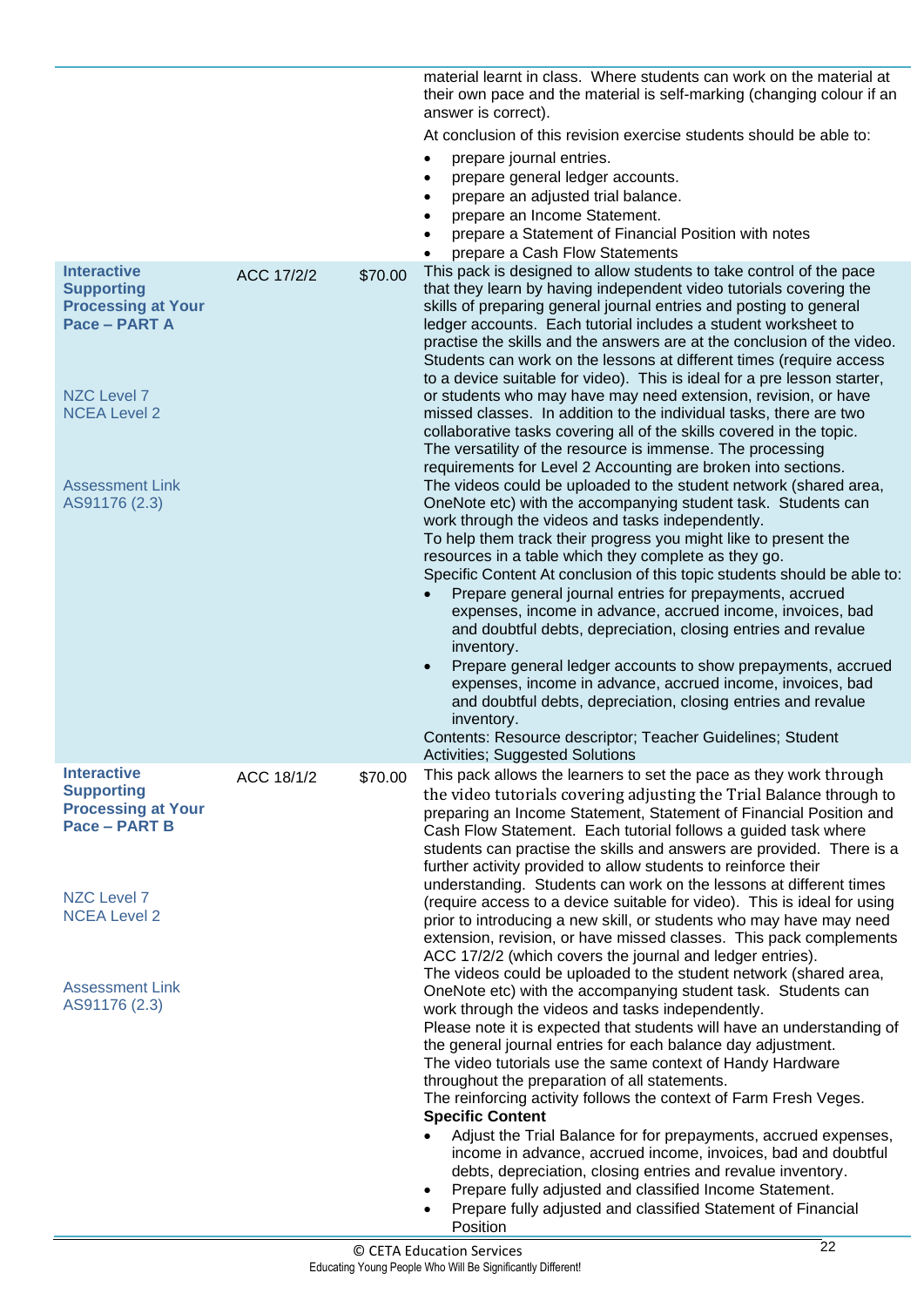| | | | |
|---|---|---|---|
| | | | material learnt in class. Where students can work on the material at their own pace and the material is self-marking (changing colour if an answer is correct).<br><br>At conclusion of this revision exercise students should be able to:<br><br>• prepare journal entries.<br>• prepare general ledger accounts.<br>• prepare an adjusted trial balance.<br>• prepare an Income Statement.<br>• prepare a Statement of Financial Position with notes<br>• prepare a Cash Flow Statements |
| **Interactive Supporting Processing at Your Pace – PART A**<br><br>NZC Level 7<br>NCEA Level 2<br><br>Assessment Link<br>AS91176 (2.3) | ACC 17/2/2 | $70.00 | This pack is designed to allow students to take control of the pace that they learn by having independent video tutorials covering the skills of preparing general journal entries and posting to general ledger accounts. Each tutorial includes a student worksheet to practise the skills and the answers are at the conclusion of the video. Students can work on the lessons at different times (require access to a device suitable for video). This is ideal for a pre lesson starter, or students who may need extension, revision, or have missed classes. In addition to the individual tasks, there are two collaborative tasks covering all of the skills covered in the topic. The versatility of the resource is immense. The processing requirements for Level 2 Accounting are broken into sections.<br>The videos could be uploaded to the student network (shared area, OneNote etc) with the accompanying student task. Students can work through the videos and tasks independently.<br>To help them track their progress you might like to present the resources in a table which they complete as they go.<br>Specific Content At conclusion of this topic students should be able to:<br>• Prepare general journal entries for prepayments, accrued expenses, income in advance, accrued income, invoices, bad and doubtful debts, depreciation, closing entries and revalue inventory.<br>• Prepare general ledger accounts to show prepayments, accrued expenses, income in advance, accrued income, invoices, bad and doubtful debts, depreciation, closing entries and revalue inventory.<br>Contents: Resource descriptor; Teacher Guidelines; Student Activities; Suggested Solutions |
| **Interactive Supporting Processing at Your Pace – PART B**<br><br>NZC Level 7<br>NCEA Level 2<br><br>Assessment Link<br>AS91176 (2.3) | ACC 18/1/2 | $70.00 | This pack allows the learners to set the pace as they work through the video tutorials covering adjusting the Trial Balance through to preparing an Income Statement, Statement of Financial Position and Cash Flow Statement. Each tutorial follows a guided task where students can practise the skills and answers are provided. There is a further activity provided to allow students to reinforce their understanding. Students can work on the lessons at different times (require access to a device suitable for video). This is ideal for using prior to introducing a new skill, or students who may have may need extension, revision, or have missed classes. This pack complements ACC 17/2/2 (which covers the journal and ledger entries).<br>The videos could be uploaded to the student network (shared area, OneNote etc) with the accompanying student task. Students can work through the videos and tasks independently.<br>Please note it is expected that students will have an understanding of the general journal entries for each balance day adjustment.<br>The video tutorials use the same context of Handy Hardware throughout the preparation of all statements.<br>The reinforcing activity follows the context of Farm Fresh Veges.<br>**Specific Content**<br>• Adjust the Trial Balance for for prepayments, accrued expenses, income in advance, accrued income, invoices, bad and doubtful debts, depreciation, closing entries and revalue inventory.<br>• Prepare fully adjusted and classified Income Statement.<br>• Prepare fully adjusted and classified Statement of Financial Position |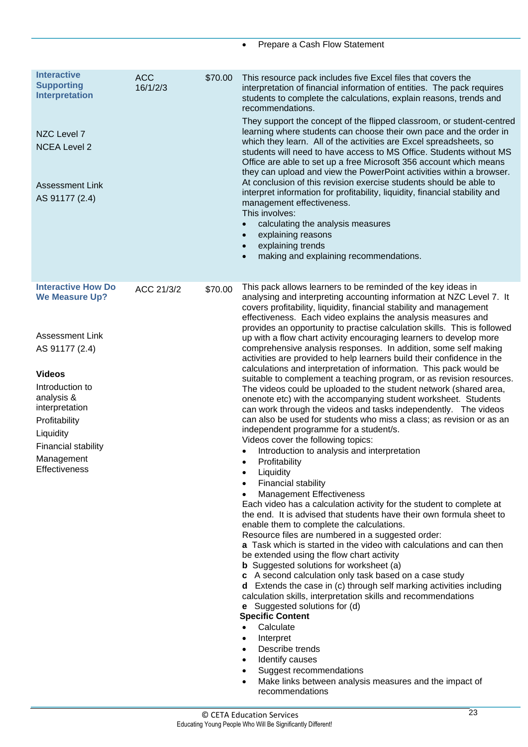- Prepare a Cash Flow Statement

| | | | |
|---|---|---|---|
| **Interactive Supporting Interpretation**<br><br>NZC Level 7<br>NCEA Level 2<br><br>Assessment Link<br>AS 91177 (2.4) | ACC 16/1/2/3 | $70.00 | This resource pack includes five Excel files that covers the interpretation of financial information of entities. The pack requires students to complete the calculations, explain reasons, trends and recommendations.<br><br>They support the concept of the flipped classroom, or student-centred learning where students can choose their own pace and the order in which they learn. All of the activities are Excel spreadsheets, so students will need to have access to MS Office. Students without MS Office are able to set up a free Microsoft 356 account which means they can upload and view the PowerPoint activities within a browser. At conclusion of this revision exercise students should be able to interpret information for profitability, liquidity, financial stability and management effectiveness.<br>This involves:<br>• calculating the analysis measures<br>• explaining reasons<br>• explaining trends<br>• making and explaining recommendations. |
| **Interactive How Do We Measure Up?**<br><br>Assessment Link<br>AS 91177 (2.4)<br><br>**Videos**<br>Introduction to analysis & interpretation<br>Profitability<br>Liquidity<br>Financial stability<br>Management Effectiveness | ACC 21/3/2 | $70.00 | This pack allows learners to be reminded of the key ideas in analysing and interpreting accounting information at NZC Level 7. It covers profitability, liquidity, financial stability and management effectiveness. Each video explains the analysis measures and provides an opportunity to practise calculation skills. This is followed up with a flow chart activity encouraging learners to develop more comprehensive analysis responses. In addition, some self making activities are provided to help learners build their confidence in the calculations and interpretation of information. This pack would be suitable to complement a teaching program, or as revision resources. The videos could be uploaded to the student network (shared area, onenote etc) with the accompanying student worksheet. Students can work through the videos and tasks independently. The videos can also be used for students who miss a class; as revision or as an independent programme for a student/s.<br>Videos cover the following topics:<br>• Introduction to analysis and interpretation<br>• Profitability<br>• Liquidity<br>• Financial stability<br>• Management Effectiveness<br>Each video has a calculation activity for the student to complete at the end. It is advised that students have their own formula sheet to enable them to complete the calculations.<br>Resource files are numbered in a suggested order:<br>**a** Task which is started in the video with calculations and can then be extended using the flow chart activity<br>**b** Suggested solutions for worksheet (a)<br>**c** A second calculation only task based on a case study<br>**d** Extends the case in (c) through self marking activities including calculation skills, interpretation skills and recommendations<br>**e** Suggested solutions for (d)<br>**Specific Content**<br>• Calculate<br>• Interpret<br>• Describe trends<br>• Identify causes<br>• Suggest recommendations<br>• Make links between analysis measures and the impact of recommendations |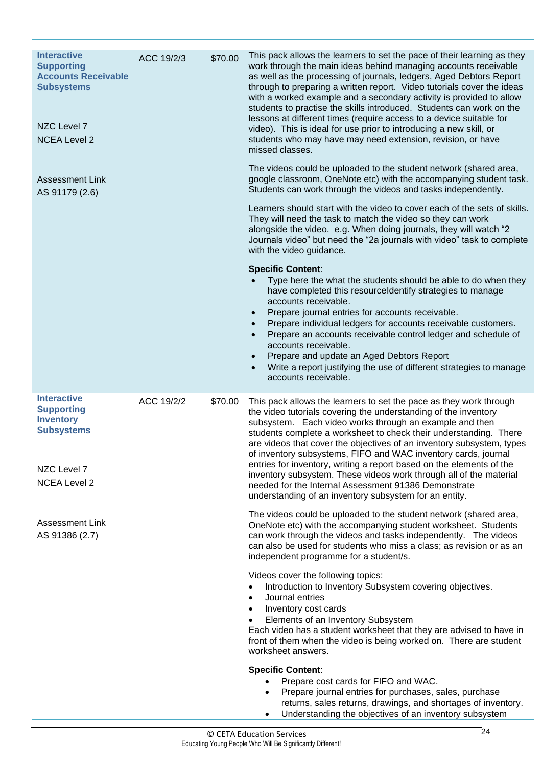| | | | |
|---|---|---|---|
| **Interactive Supporting Accounts Receivable Subsystems**<br><br>NZC Level 7<br>NCEA Level 2<br><br>Assessment Link<br>AS 91179 (2.6) | ACC 19/2/3 | $70.00 | This pack allows the learners to set the pace of their learning as they work through the main ideas behind managing accounts receivable as well as the processing of journals, ledgers, Aged Debtors Report through to preparing a written report. Video tutorials cover the ideas with a worked example and a secondary activity is provided to allow students to practise the skills introduced. Students can work on the lessons at different times (require access to a device suitable for video). This is ideal for use prior to introducing a new skill, or students who may have may need extension, revision, or have missed classes.<br><br>The videos could be uploaded to the student network (shared area, google classroom, OneNote etc) with the accompanying student task. Students can work through the videos and tasks independently.<br><br>Learners should start with the video to cover each of the sets of skills. They will need the task to match the video so they can work alongside the video. e.g. When doing journals, they will watch "2 Journals video" but need the "2a journals with video" task to complete with the video guidance.<br><br>**Specific Content**:<br>• Type here the what the students should be able to do when they have completed this resourceIdentify strategies to manage accounts receivable.<br>• Prepare journal entries for accounts receivable.<br>• Prepare individual ledgers for accounts receivable customers.<br>• Prepare an accounts receivable control ledger and schedule of accounts receivable.<br>• Prepare and update an Aged Debtors Report<br>• Write a report justifying the use of different strategies to manage accounts receivable. |
| **Interactive Supporting Inventory Subsystems**<br><br>NZC Level 7<br>NCEA Level 2<br><br>Assessment Link<br>AS 91386 (2.7) | ACC 19/2/2 | $70.00 | This pack allows the learners to set the pace as they work through the video tutorials covering the understanding of the inventory subsystem. Each video works through an example and then students complete a worksheet to check their understanding. There are videos that cover the objectives of an inventory subsystem, types of inventory subsystems, FIFO and WAC inventory cards, journal entries for inventory, writing a report based on the elements of the inventory subsystem. These videos work through all of the material needed for the Internal Assessment 91386 Demonstrate understanding of an inventory subsystem for an entity.<br><br>The videos could be uploaded to the student network (shared area, OneNote etc) with the accompanying student worksheet. Students can work through the videos and tasks independently. The videos can also be used for students who miss a class; as revision or as an independent programme for a student/s.<br><br>Videos cover the following topics:<br>• Introduction to Inventory Subsystem covering objectives.<br>• Journal entries<br>• Inventory cost cards<br>• Elements of an Inventory Subsystem<br>Each video has a student worksheet that they are advised to have in front of them when the video is being worked on. There are student worksheet answers.<br><br>**Specific Content**:<br>• Prepare cost cards for FIFO and WAC.<br>• Prepare journal entries for purchases, sales, purchase returns, sales returns, drawings, and shortages of inventory.<br>• Understanding the objectives of an inventory subsystem |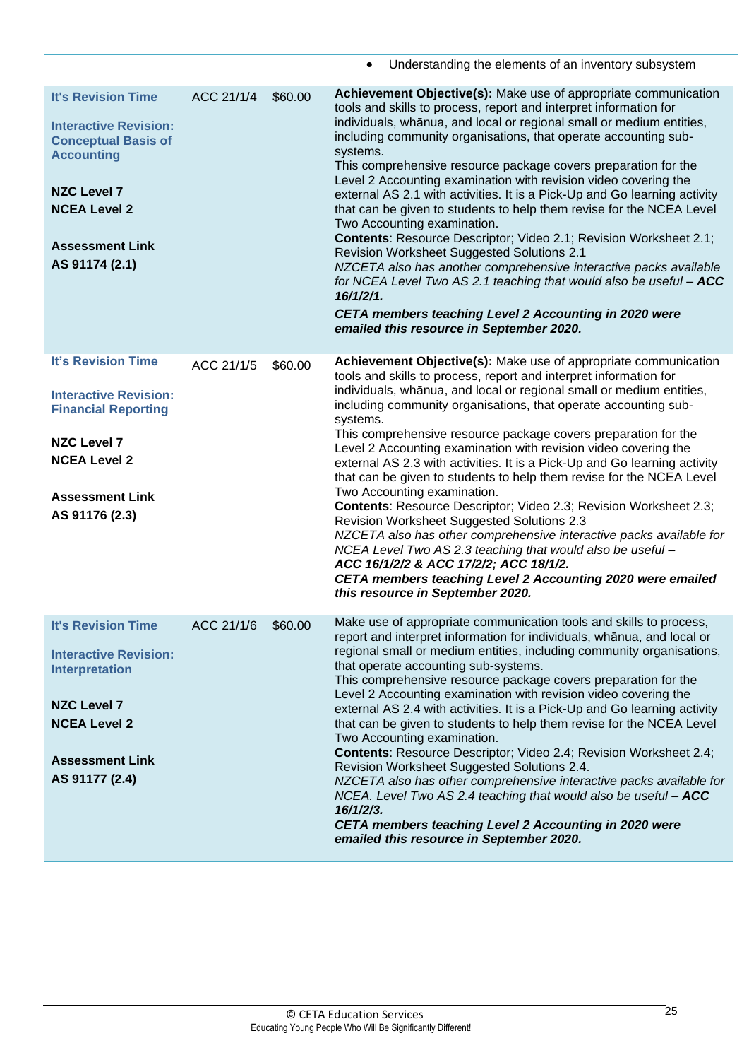- Understanding the elements of an inventory subsystem

| | | | |
|---|---|---|---|
| **It's Revision Time**<br><br>**Interactive Revision: Conceptual Basis of Accounting**<br><br>**NZC Level 7**<br>**NCEA Level 2**<br><br>**Assessment Link**<br>**AS 91174 (2.1)** | ACC 21/1/4 | $60.00 | **Achievement Objective(s):** Make use of appropriate communication tools and skills to process, report and interpret information for individuals, whānua, and local or regional small or medium entities, including community organisations, that operate accounting sub-systems.<br>This comprehensive resource package covers preparation for the Level 2 Accounting examination with revision video covering the external AS 2.1 with activities. It is a Pick-Up and Go learning activity that can be given to students to help them revise for the NCEA Level Two Accounting examination.<br>**Contents**: Resource Descriptor; Video 2.1; Revision Worksheet 2.1; Revision Worksheet Suggested Solutions 2.1<br>*NZCETA also has another comprehensive interactive packs available for NCEA Level Two AS 2.1 teaching that would also be useful –* ***ACC 16/1/2/1.***<br>***CETA members teaching Level 2 Accounting in 2020 were emailed this resource in September 2020.*** |
| **It's Revision Time**<br><br>**Interactive Revision: Financial Reporting**<br><br>**NZC Level 7**<br>**NCEA Level 2**<br><br>**Assessment Link**<br>**AS 91176 (2.3)** | ACC 21/1/5 | $60.00 | **Achievement Objective(s):** Make use of appropriate communication tools and skills to process, report and interpret information for individuals, whānua, and local or regional small or medium entities, including community organisations, that operate accounting sub-systems.<br>This comprehensive resource package covers preparation for the Level 2 Accounting examination with revision video covering the external AS 2.3 with activities. It is a Pick-Up and Go learning activity that can be given to students to help them revise for the NCEA Level Two Accounting examination.<br>**Contents**: Resource Descriptor; Video 2.3; Revision Worksheet 2.3; Revision Worksheet Suggested Solutions 2.3<br>*NZCETA also has other comprehensive interactive packs available for NCEA Level Two AS 2.3 teaching that would also be useful –* ***ACC 16/1/2/2 & ACC 17/2/2; ACC 18/1/2.***<br>***CETA members teaching Level 2 Accounting 2020 were emailed this resource in September 2020.*** |
| **It's Revision Time**<br><br>**Interactive Revision: Interpretation**<br><br>**NZC Level 7**<br>**NCEA Level 2**<br><br>**Assessment Link**<br>**AS 91177 (2.4)** | ACC 21/1/6 | $60.00 | Make use of appropriate communication tools and skills to process, report and interpret information for individuals, whānua, and local or regional small or medium entities, including community organisations, that operate accounting sub-systems.<br>This comprehensive resource package covers preparation for the Level 2 Accounting examination with revision video covering the external AS 2.4 with activities. It is a Pick-Up and Go learning activity that can be given to students to help them revise for the NCEA Level Two Accounting examination.<br>**Contents**: Resource Descriptor; Video 2.4; Revision Worksheet 2.4; Revision Worksheet Suggested Solutions 2.4.<br>*NZCETA also has other comprehensive interactive packs available for NCEA. Level Two AS 2.4 teaching that would also be useful –* ***ACC 16/1/2/3.***<br>***CETA members teaching Level 2 Accounting in 2020 were emailed this resource in September 2020.*** |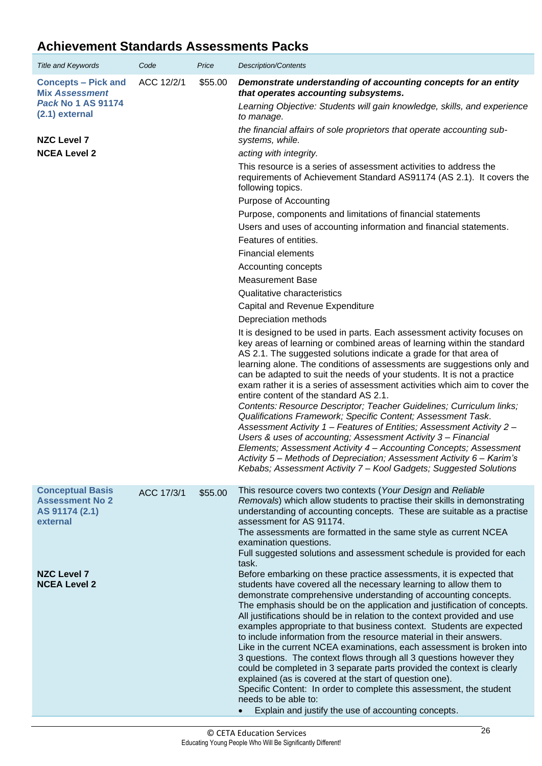## Achievement Standards Assessments Packs

| *Title and Keywords* | *Code* | *Price* | *Description/Contents* |
|---|---|---|---|
| **Concepts – Pick and Mix *Assessment Pack* No 1 AS 91174 (2.1) external**<br><br>**NZC Level 7**<br>**NCEA Level 2** | ACC 12/2/1 | $55.00 | ***Demonstrate understanding of accounting concepts for an entity that operates accounting subsystems.***<br>*Learning Objective: Students will gain knowledge, skills, and experience to manage.*<br>*the financial affairs of sole proprietors that operate accounting sub-systems, while.*<br>*acting with integrity.*<br>This resource is a series of assessment activities to address the requirements of Achievement Standard AS91174 (AS 2.1). It covers the following topics.<br>Purpose of Accounting<br>Purpose, components and limitations of financial statements<br>Users and uses of accounting information and financial statements.<br>Features of entities.<br>Financial elements<br>Accounting concepts<br>Measurement Base<br>Qualitative characteristics<br>Capital and Revenue Expenditure<br>Depreciation methods<br>It is designed to be used in parts. Each assessment activity focuses on key areas of learning or combined areas of learning within the standard AS 2.1. The suggested solutions indicate a grade for that area of learning alone. The conditions of assessments are suggestions only and can be adapted to suit the needs of your students. It is not a practice exam rather it is a series of assessment activities which aim to cover the entire content of the standard AS 2.1.<br>*Contents: Resource Descriptor; Teacher Guidelines; Curriculum links; Qualifications Framework; Specific Content; Assessment Task. Assessment Activity 1 – Features of Entities; Assessment Activity 2 – Users & uses of accounting; Assessment Activity 3 – Financial Elements; Assessment Activity 4 – Accounting Concepts; Assessment Activity 5 – Methods of Depreciation; Assessment Activity 6 – Karim's Kebabs; Assessment Activity 7 – Kool Gadgets; Suggested Solutions* |
| **Conceptual Basis Assessment No 2 AS 91174 (2.1) external**<br><br>**NZC Level 7**<br>**NCEA Level 2** | ACC 17/3/1 | $55.00 | This resource covers two contexts (*Your Design* and *Reliable Removals*) which allow students to practise their skills in demonstrating understanding of accounting concepts. These are suitable as a practise assessment for AS 91174.<br>The assessments are formatted in the same style as current NCEA examination questions.<br>Full suggested solutions and assessment schedule is provided for each task.<br>Before embarking on these practice assessments, it is expected that students have covered all the necessary learning to allow them to demonstrate comprehensive understanding of accounting concepts. The emphasis should be on the application and justification of concepts. All justifications should be in relation to the context provided and use examples appropriate to that business context. Students are expected to include information from the resource material in their answers.<br>Like in the current NCEA examinations, each assessment is broken into 3 questions. The context flows through all 3 questions however they could be completed in 3 separate parts provided the context is clearly explained (as is covered at the start of question one).<br>Specific Content: In order to complete this assessment, the student needs to be able to:<br>• Explain and justify the use of accounting concepts. |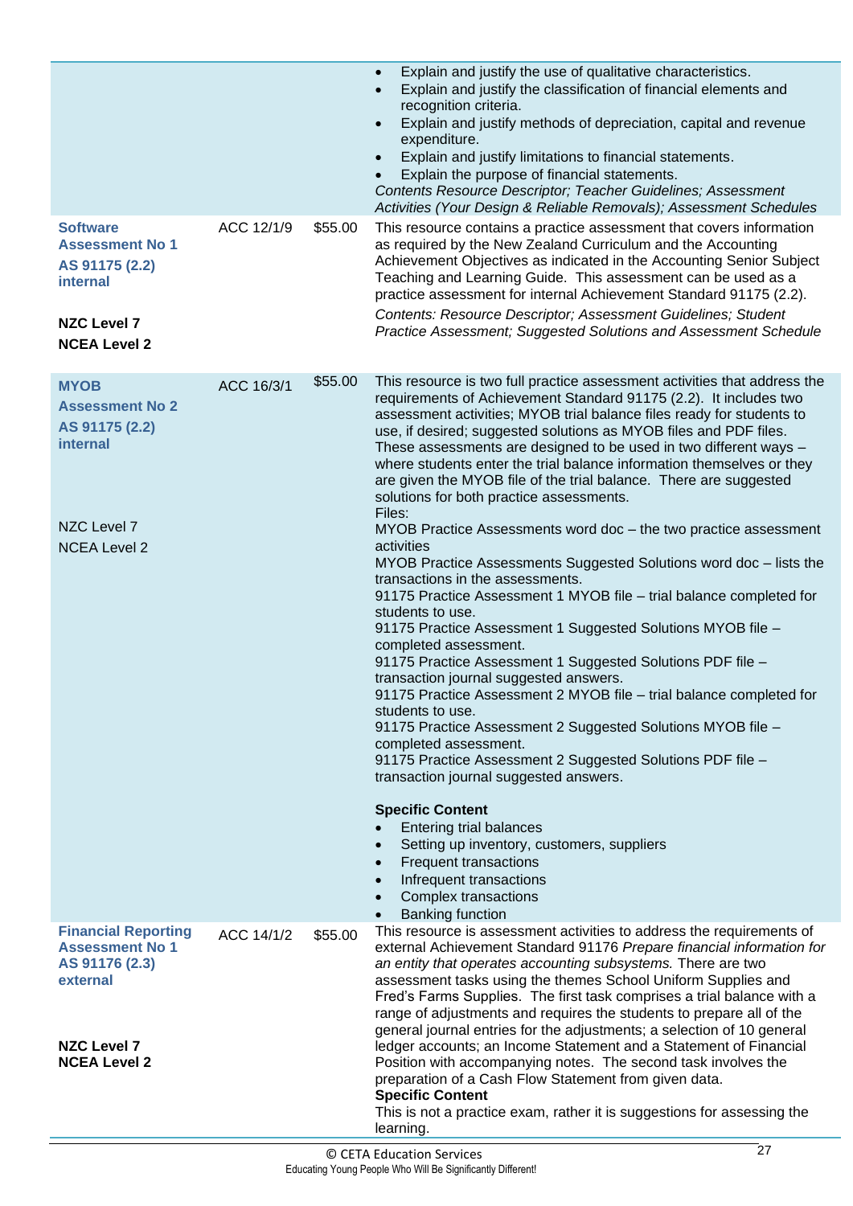| | | | |
|---|---|---|---|
| | | | • Explain and justify the use of qualitative characteristics.<br>• Explain and justify the classification of financial elements and recognition criteria.<br>• Explain and justify methods of depreciation, capital and revenue expenditure.<br>• Explain and justify limitations to financial statements.<br>• Explain the purpose of financial statements.<br>*Contents Resource Descriptor; Teacher Guidelines; Assessment Activities (Your Design & Reliable Removals); Assessment Schedules* |
| **Software Assessment No 1**<br>**AS 91175 (2.2) internal**<br><br>**NZC Level 7**<br>**NCEA Level 2** | ACC 12/1/9 | $55.00 | This resource contains a practice assessment that covers information as required by the New Zealand Curriculum and the Accounting Achievement Objectives as indicated in the Accounting Senior Subject Teaching and Learning Guide. This assessment can be used as a practice assessment for internal Achievement Standard 91175 (2.2).<br>*Contents: Resource Descriptor; Assessment Guidelines; Student Practice Assessment; Suggested Solutions and Assessment Schedule* |
| **MYOB Assessment No 2**<br>**AS 91175 (2.2) internal**<br><br>NZC Level 7<br>NCEA Level 2 | ACC 16/3/1 | $55.00 | This resource is two full practice assessment activities that address the requirements of Achievement Standard 91175 (2.2). It includes two assessment activities; MYOB trial balance files ready for students to use, if desired; suggested solutions as MYOB files and PDF files. These assessments are designed to be used in two different ways – where students enter the trial balance information themselves or they are given the MYOB file of the trial balance. There are suggested solutions for both practice assessments.<br>Files:<br>MYOB Practice Assessments word doc – the two practice assessment activities<br>MYOB Practice Assessments Suggested Solutions word doc – lists the transactions in the assessments.<br>91175 Practice Assessment 1 MYOB file – trial balance completed for students to use.<br>91175 Practice Assessment 1 Suggested Solutions MYOB file – completed assessment.<br>91175 Practice Assessment 1 Suggested Solutions PDF file – transaction journal suggested answers.<br>91175 Practice Assessment 2 MYOB file – trial balance completed for students to use.<br>91175 Practice Assessment 2 Suggested Solutions MYOB file – completed assessment.<br>91175 Practice Assessment 2 Suggested Solutions PDF file – transaction journal suggested answers.<br><br>**Specific Content**<br>• Entering trial balances<br>• Setting up inventory, customers, suppliers<br>• Frequent transactions<br>• Infrequent transactions<br>• Complex transactions<br>• Banking function |
| **Financial Reporting Assessment No 1**<br>**AS 91176 (2.3) external**<br><br>**NZC Level 7**<br>**NCEA Level 2** | ACC 14/1/2 | $55.00 | This resource is assessment activities to address the requirements of external Achievement Standard 91176 *Prepare financial information for an entity that operates accounting subsystems.* There are two assessment tasks using the themes School Uniform Supplies and Fred's Farms Supplies. The first task comprises a trial balance with a range of adjustments and requires the students to prepare all of the general journal entries for the adjustments; a selection of 10 general ledger accounts; an Income Statement and a Statement of Financial Position with accompanying notes. The second task involves the preparation of a Cash Flow Statement from given data.<br>**Specific Content**<br>This is not a practice exam, rather it is suggestions for assessing the learning. |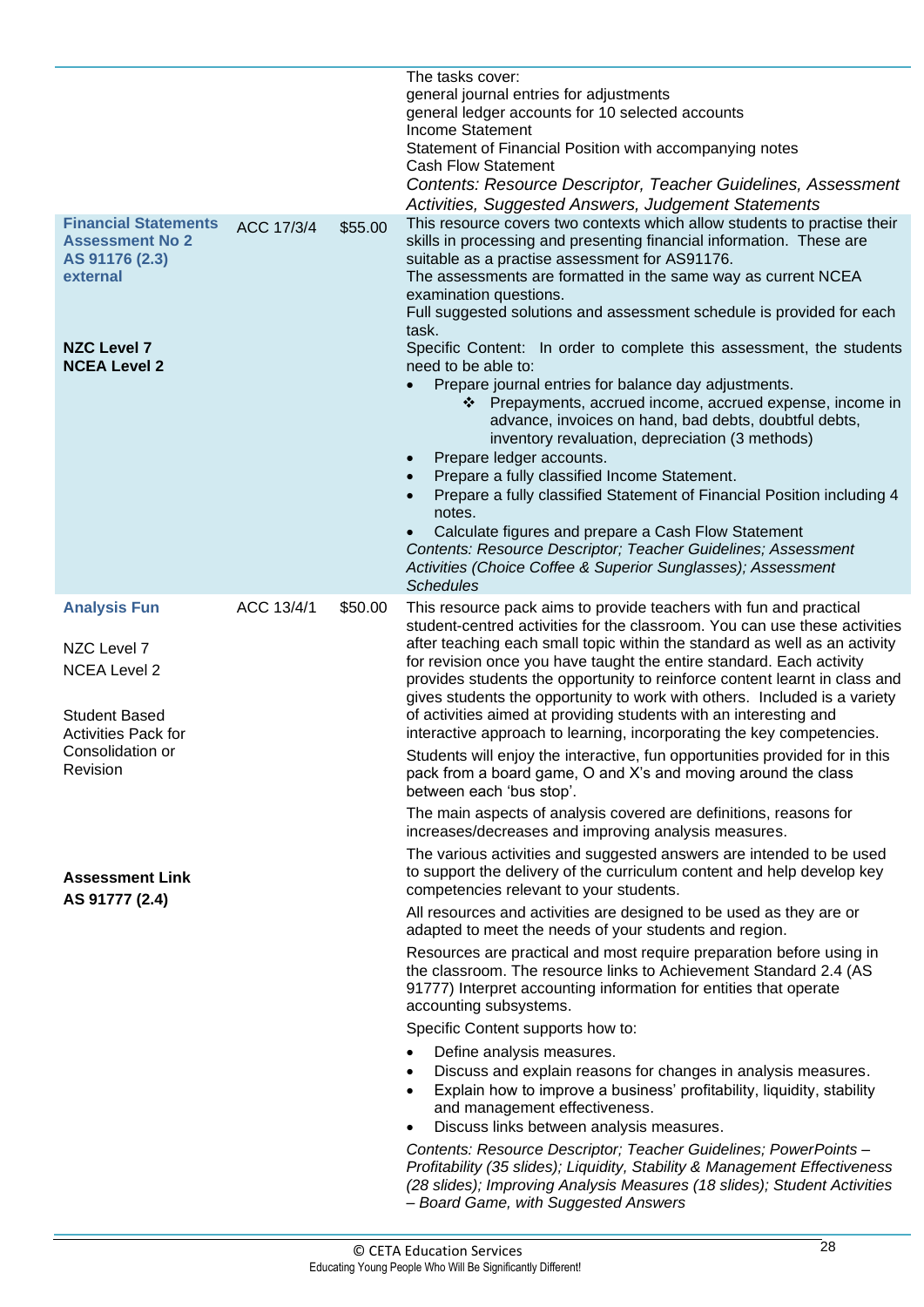| | | | |
|---|---|---|---|
| | | | The tasks cover:<br>general journal entries for adjustments<br>general ledger accounts for 10 selected accounts<br>Income Statement<br>Statement of Financial Position with accompanying notes<br>Cash Flow Statement<br>*Contents: Resource Descriptor, Teacher Guidelines, Assessment Activities, Suggested Answers, Judgement Statements* |
| **Financial Statements Assessment No 2 AS 91176 (2.3) external**<br><br>**NZC Level 7**<br>**NCEA Level 2** | ACC 17/3/4 | $55.00 | This resource covers two contexts which allow students to practise their skills in processing and presenting financial information. These are suitable as a practise assessment for AS91176.<br>The assessments are formatted in the same way as current NCEA examination questions.<br>Full suggested solutions and assessment schedule is provided for each task.<br>Specific Content: In order to complete this assessment, the students need to be able to:<br>• Prepare journal entries for balance day adjustments.<br>❖ Prepayments, accrued income, accrued expense, income in advance, invoices on hand, bad debts, doubtful debts, inventory revaluation, depreciation (3 methods)<br>• Prepare ledger accounts.<br>• Prepare a fully classified Income Statement.<br>• Prepare a fully classified Statement of Financial Position including 4 notes.<br>• Calculate figures and prepare a Cash Flow Statement<br>*Contents: Resource Descriptor; Teacher Guidelines; Assessment Activities (Choice Coffee & Superior Sunglasses); Assessment Schedules* |
| **Analysis Fun**<br><br>NZC Level 7<br>NCEA Level 2<br><br>Student Based Activities Pack for Consolidation or Revision<br><br>**Assessment Link AS 91777 (2.4)** | ACC 13/4/1 | $50.00 | This resource pack aims to provide teachers with fun and practical student-centred activities for the classroom. You can use these activities after teaching each small topic within the standard as well as an activity for revision once you have taught the entire standard. Each activity provides students the opportunity to reinforce content learnt in class and gives students the opportunity to work with others. Included is a variety of activities aimed at providing students with an interesting and interactive approach to learning, incorporating the key competencies.<br>Students will enjoy the interactive, fun opportunities provided for in this pack from a board game, O and X's and moving around the class between each 'bus stop'.<br>The main aspects of analysis covered are definitions, reasons for increases/decreases and improving analysis measures.<br>The various activities and suggested answers are intended to be used to support the delivery of the curriculum content and help develop key competencies relevant to your students.<br>All resources and activities are designed to be used as they are or adapted to meet the needs of your students and region.<br>Resources are practical and most require preparation before using in the classroom. The resource links to Achievement Standard 2.4 (AS 91777) Interpret accounting information for entities that operate accounting subsystems.<br>Specific Content supports how to:<br>• Define analysis measures.<br>• Discuss and explain reasons for changes in analysis measures.<br>• Explain how to improve a business' profitability, liquidity, stability and management effectiveness.<br>• Discuss links between analysis measures.<br>*Contents: Resource Descriptor; Teacher Guidelines; PowerPoints – Profitability (35 slides); Liquidity, Stability & Management Effectiveness (28 slides); Improving Analysis Measures (18 slides); Student Activities – Board Game, with Suggested Answers* |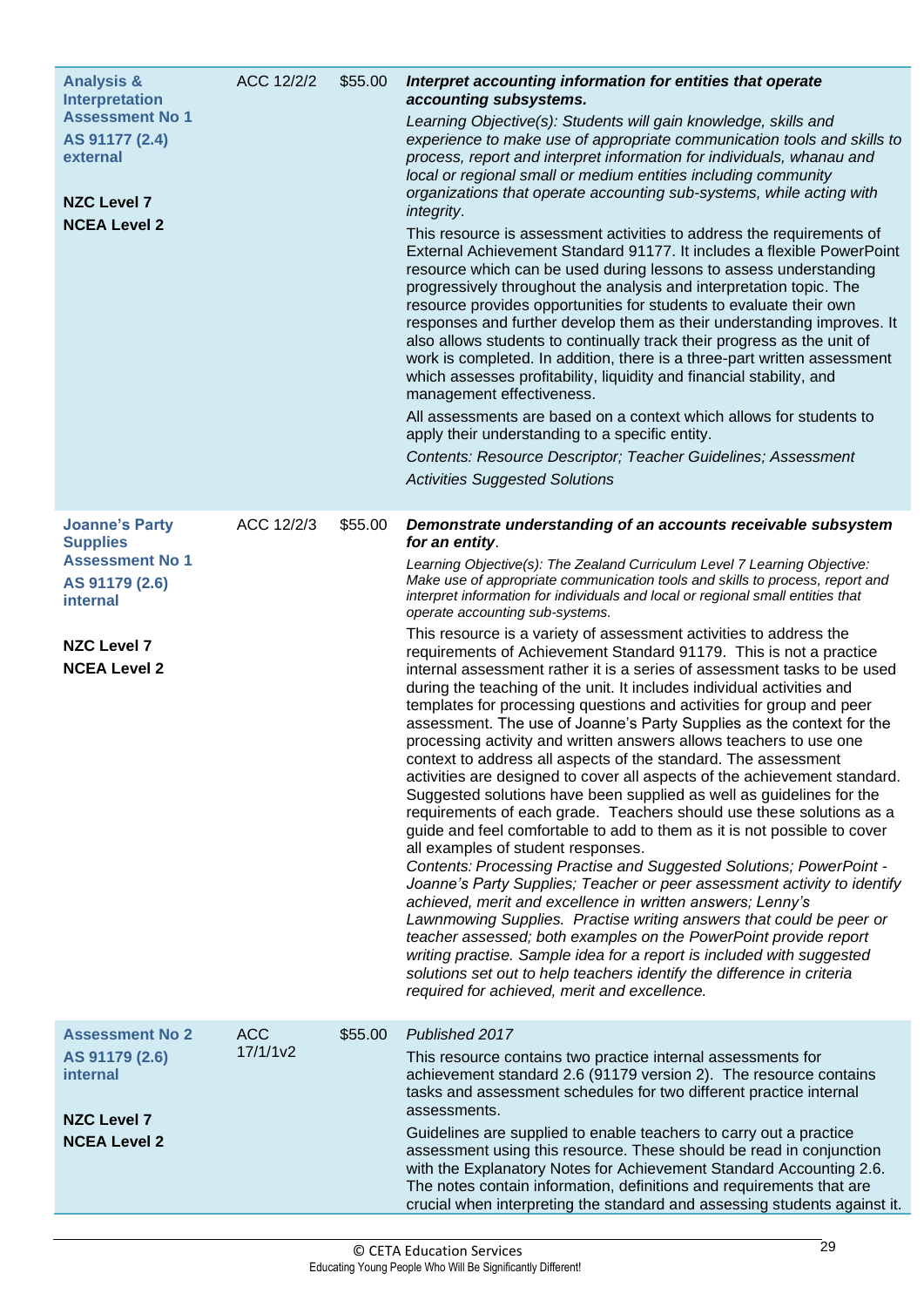| | | | |
|---|---|---|---|
| **Analysis & Interpretation Assessment No 1**<br>**AS 91177 (2.4) external**<br><br>**NZC Level 7**<br>**NCEA Level 2** | ACC 12/2/2 | $55.00 | ***Interpret accounting information for entities that operate accounting subsystems.***<br>*Learning Objective(s): Students will gain knowledge, skills and experience to make use of appropriate communication tools and skills to process, report and interpret information for individuals, whanau and local or regional small or medium entities including community organizations that operate accounting sub-systems, while acting with integrity.*<br>This resource is assessment activities to address the requirements of External Achievement Standard 91177. It includes a flexible PowerPoint resource which can be used during lessons to assess understanding progressively throughout the analysis and interpretation topic. The resource provides opportunities for students to evaluate their own responses and further develop them as their understanding improves. It also allows students to continually track their progress as the unit of work is completed. In addition, there is a three-part written assessment which assesses profitability, liquidity and financial stability, and management effectiveness.<br>All assessments are based on a context which allows for students to apply their understanding to a specific entity.<br>*Contents: Resource Descriptor; Teacher Guidelines; Assessment Activities Suggested Solutions* |
| **Joanne's Party Supplies Assessment No 1**<br>**AS 91179 (2.6) internal**<br><br>**NZC Level 7**<br>**NCEA Level 2** | ACC 12/2/3 | $55.00 | ***Demonstrate understanding of an accounts receivable subsystem for an entity.***<br>*Learning Objective(s): The Zealand Curriculum Level 7 Learning Objective: Make use of appropriate communication tools and skills to process, report and interpret information for individuals and local or regional small entities that operate accounting sub-systems.*<br>This resource is a variety of assessment activities to address the requirements of Achievement Standard 91179. This is not a practice internal assessment rather it is a series of assessment tasks to be used during the teaching of the unit. It includes individual activities and templates for processing questions and activities for group and peer assessment. The use of Joanne's Party Supplies as the context for the processing activity and written answers allows teachers to use one context to address all aspects of the standard. The assessment activities are designed to cover all aspects of the achievement standard. Suggested solutions have been supplied as well as guidelines for the requirements of each grade. Teachers should use these solutions as a guide and feel comfortable to add to them as it is not possible to cover all examples of student responses.<br>*Contents: Processing Practise and Suggested Solutions; PowerPoint - Joanne's Party Supplies; Teacher or peer assessment activity to identify achieved, merit and excellence in written answers; Lenny's Lawnmowing Supplies. Practise writing answers that could be peer or teacher assessed; both examples on the PowerPoint provide report writing practise. Sample idea for a report is included with suggested solutions set out to help teachers identify the difference in criteria required for achieved, merit and excellence.* |
| **Assessment No 2**<br>**AS 91179 (2.6) internal**<br><br>**NZC Level 7**<br>**NCEA Level 2** | ACC 17/1/1v2 | $55.00 | *Published 2017*<br>This resource contains two practice internal assessments for achievement standard 2.6 (91179 version 2). The resource contains tasks and assessment schedules for two different practice internal assessments.<br>Guidelines are supplied to enable teachers to carry out a practice assessment using this resource. These should be read in conjunction with the Explanatory Notes for Achievement Standard Accounting 2.6. The notes contain information, definitions and requirements that are crucial when interpreting the standard and assessing students against it. |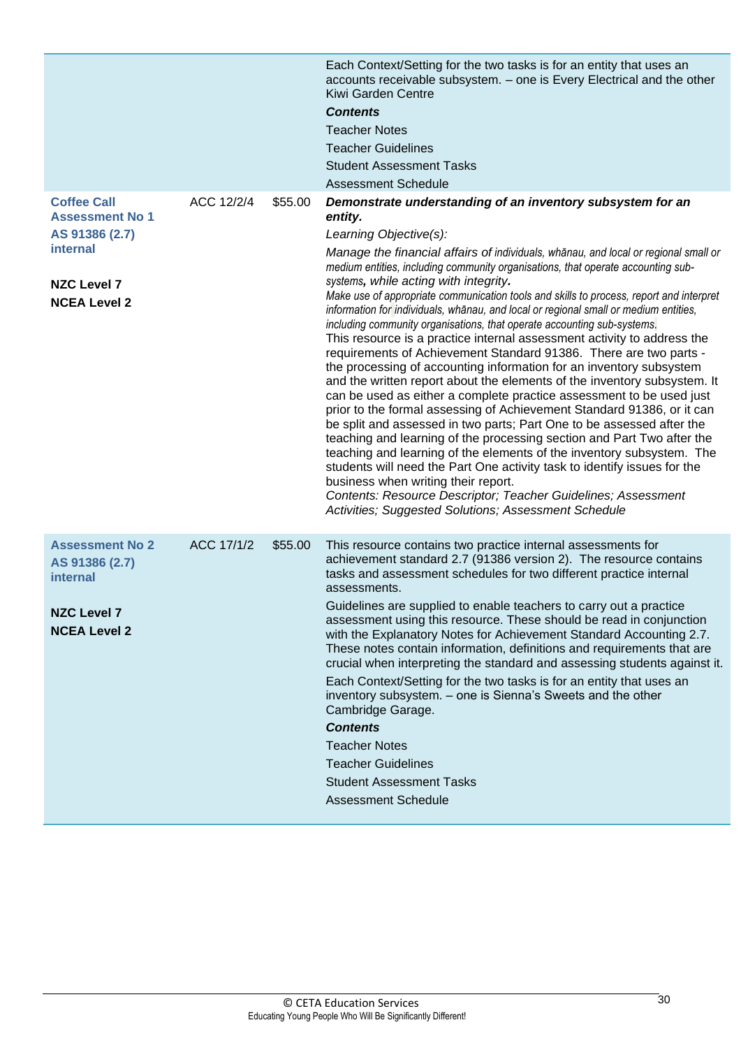| | | | |
|---|---|---|---|
| | | | Each Context/Setting for the two tasks is for an entity that uses an accounts receivable subsystem. – one is Every Electrical and the other Kiwi Garden Centre<br>***Contents***<br>Teacher Notes<br>Teacher Guidelines<br>Student Assessment Tasks<br>Assessment Schedule |
| **Coffee Call Assessment No 1 AS 91386 (2.7) internal**<br><br>**NZC Level 7**<br>**NCEA Level 2** | ACC 12/2/4 | $55.00 | ***Demonstrate understanding of an inventory subsystem for an entity.***<br>*Learning Objective(s):*<br>*Manage the financial affairs of individuals, whānau, and local or regional small or medium entities, including community organisations, that operate accounting sub-systems**,** while acting with integrity**.***<br>*Make use of appropriate communication tools and skills to process, report and interpret information for individuals, whānau, and local or regional small or medium entities, including community organisations, that operate accounting sub-systems.*<br>This resource is a practice internal assessment activity to address the requirements of Achievement Standard 91386. There are two parts - the processing of accounting information for an inventory subsystem and the written report about the elements of the inventory subsystem. It can be used as either a complete practice assessment to be used just prior to the formal assessing of Achievement Standard 91386, or it can be split and assessed in two parts; Part One to be assessed after the teaching and learning of the processing section and Part Two after the teaching and learning of the elements of the inventory subsystem. The students will need the Part One activity task to identify issues for the business when writing their report.<br>*Contents: Resource Descriptor; Teacher Guidelines; Assessment Activities; Suggested Solutions; Assessment Schedule* |
| **Assessment No 2 AS 91386 (2.7) internal**<br><br>**NZC Level 7**<br>**NCEA Level 2** | ACC 17/1/2 | $55.00 | This resource contains two practice internal assessments for achievement standard 2.7 (91386 version 2). The resource contains tasks and assessment schedules for two different practice internal assessments.<br>Guidelines are supplied to enable teachers to carry out a practice assessment using this resource. These should be read in conjunction with the Explanatory Notes for Achievement Standard Accounting 2.7. These notes contain information, definitions and requirements that are crucial when interpreting the standard and assessing students against it.<br>Each Context/Setting for the two tasks is for an entity that uses an inventory subsystem. – one is Sienna's Sweets and the other Cambridge Garage.<br>***Contents***<br>Teacher Notes<br>Teacher Guidelines<br>Student Assessment Tasks<br>Assessment Schedule |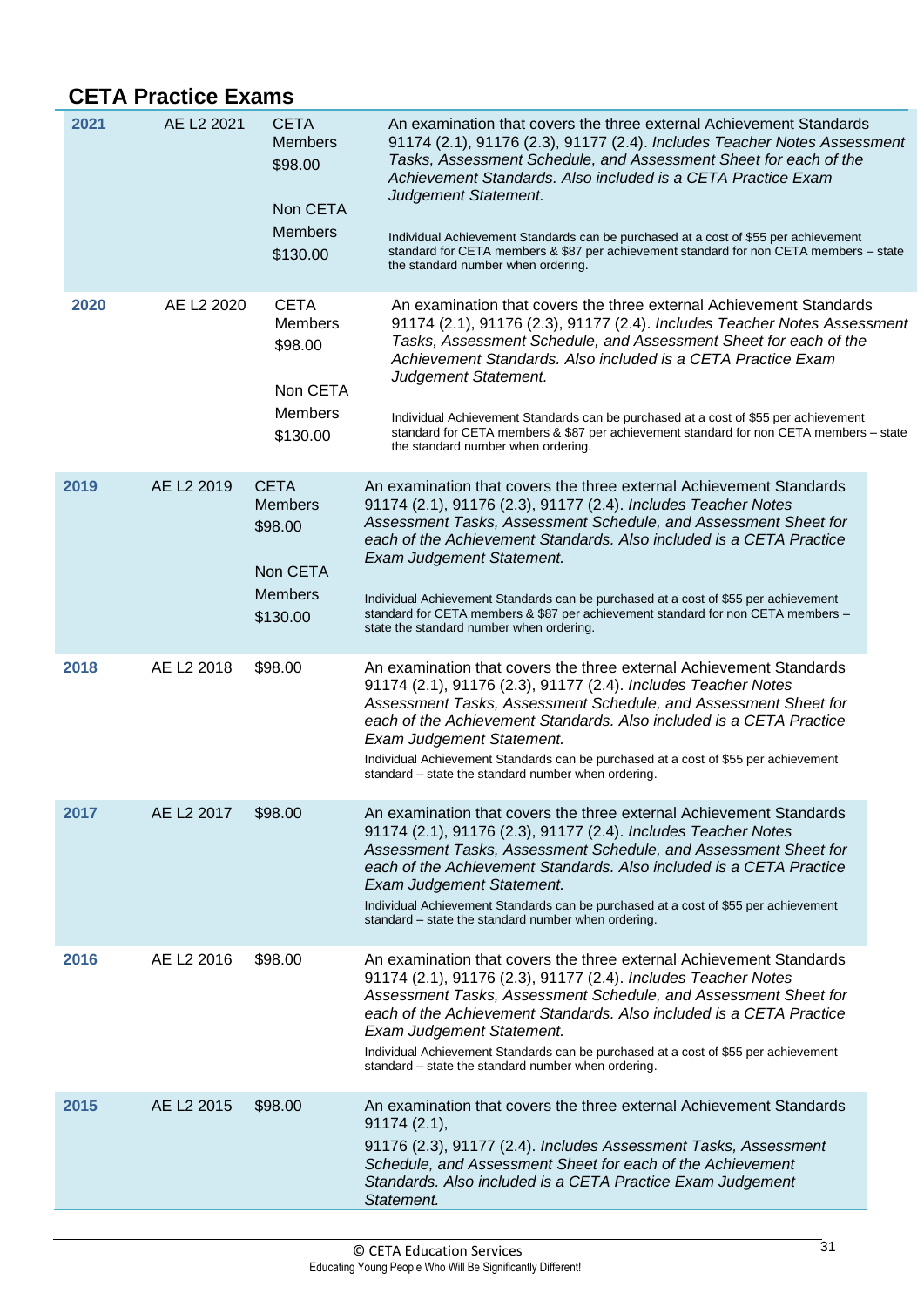## CETA Practice Exams

| | | | |
|---|---|---|---|
| **2021** | AE L2 2021 | CETA Members $98.00<br><br>Non CETA Members $130.00 | An examination that covers the three external Achievement Standards 91174 (2.1), 91176 (2.3), 91177 (2.4). *Includes Teacher Notes Assessment Tasks, Assessment Schedule, and Assessment Sheet for each of the Achievement Standards. Also included is a CETA Practice Exam Judgement Statement.*<br><br>Individual Achievement Standards can be purchased at a cost of $55 per achievement standard for CETA members & $87 per achievement standard for non CETA members – state the standard number when ordering. |
| **2020** | AE L2 2020 | CETA Members $98.00<br><br>Non CETA Members $130.00 | An examination that covers the three external Achievement Standards 91174 (2.1), 91176 (2.3), 91177 (2.4). *Includes Teacher Notes Assessment Tasks, Assessment Schedule, and Assessment Sheet for each of the Achievement Standards. Also included is a CETA Practice Exam Judgement Statement.*<br><br>Individual Achievement Standards can be purchased at a cost of $55 per achievement standard for CETA members & $87 per achievement standard for non CETA members – state the standard number when ordering. |
| **2019** | AE L2 2019 | CETA Members $98.00<br><br>Non CETA Members $130.00 | An examination that covers the three external Achievement Standards 91174 (2.1), 91176 (2.3), 91177 (2.4). *Includes Teacher Notes Assessment Tasks, Assessment Schedule, and Assessment Sheet for each of the Achievement Standards. Also included is a CETA Practice Exam Judgement Statement.*<br><br>Individual Achievement Standards can be purchased at a cost of $55 per achievement standard for CETA members & $87 per achievement standard for non CETA members – state the standard number when ordering. |
| **2018** | AE L2 2018 | $98.00 | An examination that covers the three external Achievement Standards 91174 (2.1), 91176 (2.3), 91177 (2.4). *Includes Teacher Notes Assessment Tasks, Assessment Schedule, and Assessment Sheet for each of the Achievement Standards. Also included is a CETA Practice Exam Judgement Statement.*<br>Individual Achievement Standards can be purchased at a cost of $55 per achievement standard – state the standard number when ordering. |
| **2017** | AE L2 2017 | $98.00 | An examination that covers the three external Achievement Standards 91174 (2.1), 91176 (2.3), 91177 (2.4). *Includes Teacher Notes Assessment Tasks, Assessment Schedule, and Assessment Sheet for each of the Achievement Standards. Also included is a CETA Practice Exam Judgement Statement.*<br>Individual Achievement Standards can be purchased at a cost of $55 per achievement standard – state the standard number when ordering. |
| **2016** | AE L2 2016 | $98.00 | An examination that covers the three external Achievement Standards 91174 (2.1), 91176 (2.3), 91177 (2.4). *Includes Teacher Notes Assessment Tasks, Assessment Schedule, and Assessment Sheet for each of the Achievement Standards. Also included is a CETA Practice Exam Judgement Statement.*<br>Individual Achievement Standards can be purchased at a cost of $55 per achievement standard – state the standard number when ordering. |
| **2015** | AE L2 2015 | $98.00 | An examination that covers the three external Achievement Standards 91174 (2.1),<br>91176 (2.3), 91177 (2.4). *Includes Assessment Tasks, Assessment Schedule, and Assessment Sheet for each of the Achievement Standards. Also included is a CETA Practice Exam Judgement Statement.* |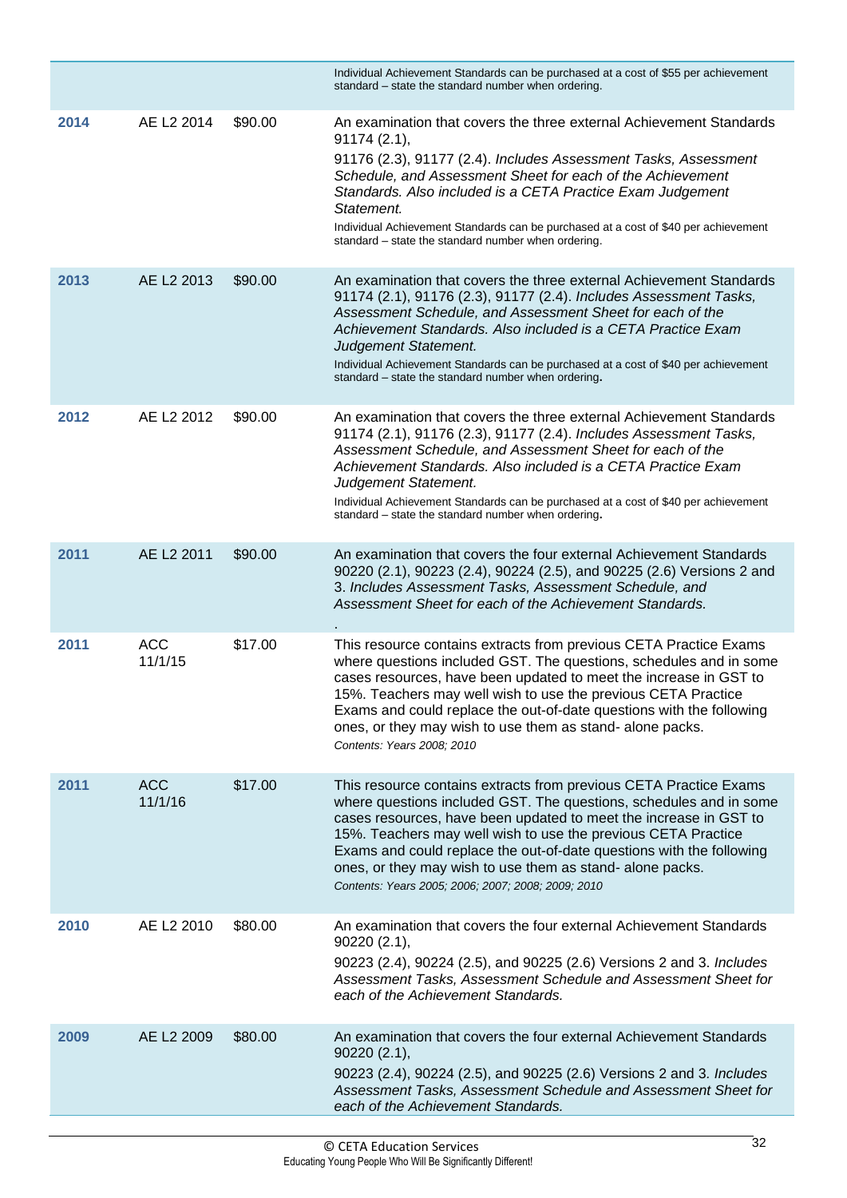| | | | |
|---|---|---|---|
| | | | Individual Achievement Standards can be purchased at a cost of $55 per achievement standard – state the standard number when ordering. |
| **2014** | AE L2 2014 | $90.00 | An examination that covers the three external Achievement Standards 91174 (2.1), 91176 (2.3), 91177 (2.4). *Includes Assessment Tasks, Assessment Schedule, and Assessment Sheet for each of the Achievement Standards. Also included is a CETA Practice Exam Judgement Statement.* Individual Achievement Standards can be purchased at a cost of $40 per achievement standard – state the standard number when ordering. |
| **2013** | AE L2 2013 | $90.00 | An examination that covers the three external Achievement Standards 91174 (2.1), 91176 (2.3), 91177 (2.4). *Includes Assessment Tasks, Assessment Schedule, and Assessment Sheet for each of the Achievement Standards. Also included is a CETA Practice Exam Judgement Statement.* Individual Achievement Standards can be purchased at a cost of $40 per achievement standard – state the standard number when ordering. |
| **2012** | AE L2 2012 | $90.00 | An examination that covers the three external Achievement Standards 91174 (2.1), 91176 (2.3), 91177 (2.4). *Includes Assessment Tasks, Assessment Schedule, and Assessment Sheet for each of the Achievement Standards. Also included is a CETA Practice Exam Judgement Statement.* Individual Achievement Standards can be purchased at a cost of $40 per achievement standard – state the standard number when ordering. |
| **2011** | AE L2 2011 | $90.00 | An examination that covers the four external Achievement Standards 90220 (2.1), 90223 (2.4), 90224 (2.5), and 90225 (2.6) Versions 2 and 3. *Includes Assessment Tasks, Assessment Schedule, and Assessment Sheet for each of the Achievement Standards.* |
| **2011** | ACC 11/1/15 | $17.00 | This resource contains extracts from previous CETA Practice Exams where questions included GST. The questions, schedules and in some cases resources, have been updated to meet the increase in GST to 15%. Teachers may well wish to use the previous CETA Practice Exams and could replace the out-of-date questions with the following ones, or they may wish to use them as stand- alone packs. *Contents: Years 2008; 2010* |
| **2011** | ACC 11/1/16 | $17.00 | This resource contains extracts from previous CETA Practice Exams where questions included GST. The questions, schedules and in some cases resources, have been updated to meet the increase in GST to 15%. Teachers may well wish to use the previous CETA Practice Exams and could replace the out-of-date questions with the following ones, or they may wish to use them as stand- alone packs. *Contents: Years 2005; 2006; 2007; 2008; 2009; 2010* |
| **2010** | AE L2 2010 | $80.00 | An examination that covers the four external Achievement Standards 90220 (2.1), 90223 (2.4), 90224 (2.5), and 90225 (2.6) Versions 2 and 3. *Includes Assessment Tasks, Assessment Schedule and Assessment Sheet for each of the Achievement Standards.* |
| **2009** | AE L2 2009 | $80.00 | An examination that covers the four external Achievement Standards 90220 (2.1), 90223 (2.4), 90224 (2.5), and 90225 (2.6) Versions 2 and 3. *Includes Assessment Tasks, Assessment Schedule and Assessment Sheet for each of the Achievement Standards.* |